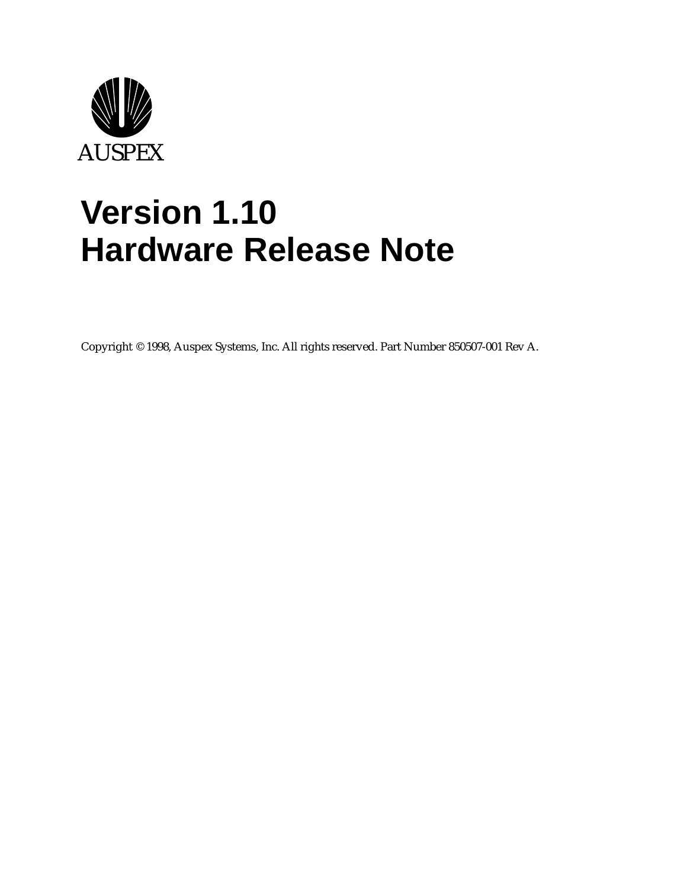AUSPEX

# Version 1.10
# Hardware Release Note

Copyright © 1998, Auspex Systems, Inc. All rights reserved. Part Number 850507-001 Rev A.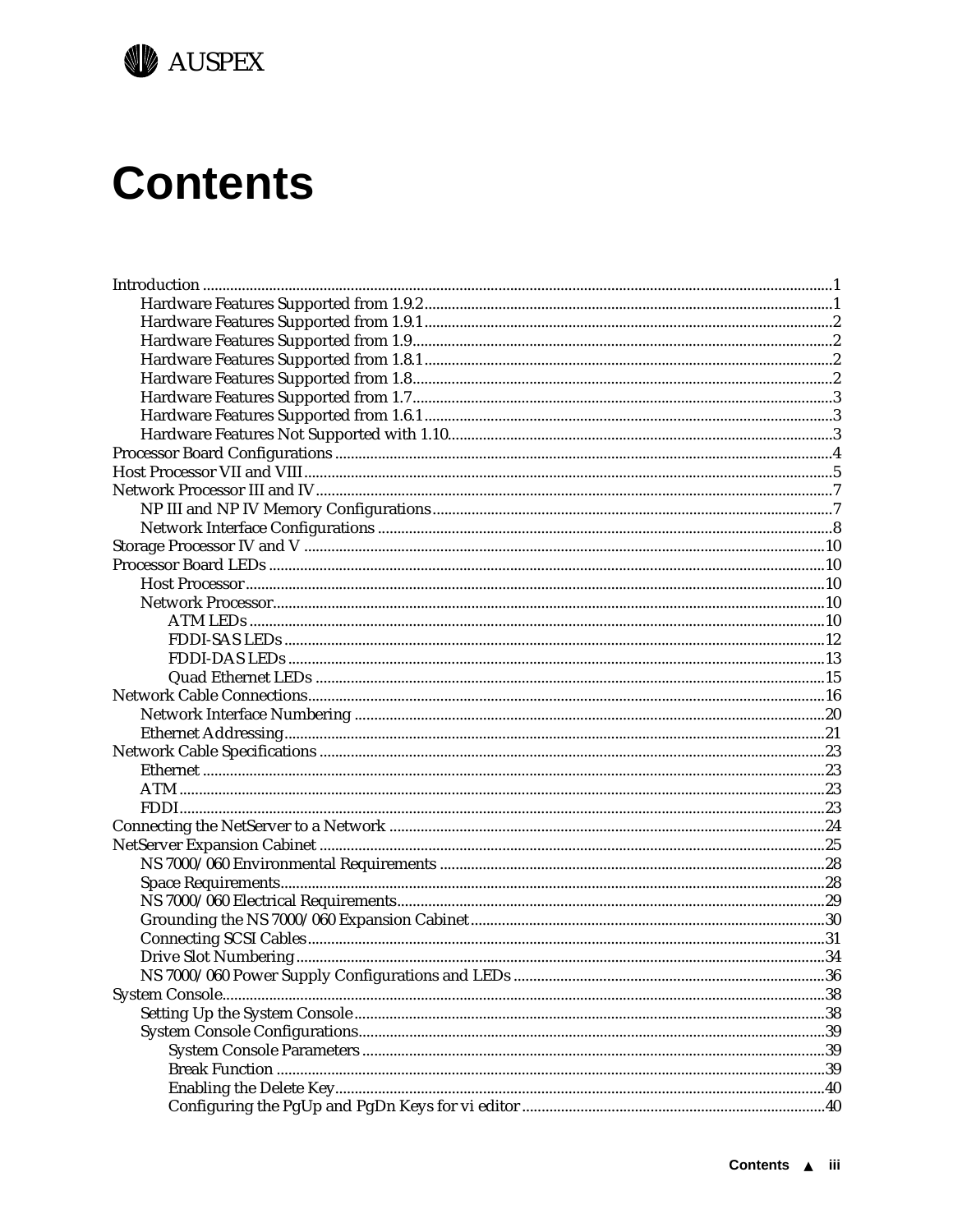# Contents

Introduction ........................................................................ 1
  Hardware Features Supported from 1.9.2 ........................................ 1
  Hardware Features Supported from 1.9.1 ........................................ 2
  Hardware Features Supported from 1.9 ........................................... 2
  Hardware Features Supported from 1.8.1 ........................................ 2
  Hardware Features Supported from 1.8 ........................................... 2
  Hardware Features Supported from 1.7 ........................................... 3
  Hardware Features Supported from 1.6.1 ........................................ 3
  Hardware Features Not Supported with 1.10 ..................................... 3
Processor Board Configurations ................................................. 4
Host Processor VII and VIII ....................................................... 5
Network Processor III and IV ...................................................... 7
  NP III and NP IV Memory Configurations ........................................ 7
  Network Interface Configurations ................................................. 8
Storage Processor IV and V ........................................................ 10
Processor Board LEDs ............................................................... 10
  Host Processor ......................................................................... 10
  Network Processor .................................................................... 10
    ATM LEDs ............................................................................ 10
    FDDI-SAS LEDs ..................................................................... 12
    FDDI-DAS LEDs ..................................................................... 13
    Quad Ethernet LEDs ............................................................... 15
Network Cable Connections ......................................................... 16
  Network Interface Numbering ...................................................... 20
  Ethernet Addressing .................................................................. 21
Network Cable Specifications ...................................................... 23
  Ethernet .................................................................................. 23
  ATM ....................................................................................... 23
  FDDI ...................................................................................... 23
Connecting the NetServer to a Network ......................................... 24
NetServer Expansion Cabinet ....................................................... 25
  NS 7000/060 Environmental Requirements ..................................... 28
  Space Requirements .................................................................. 28
  NS 7000/060 Electrical Requirements ........................................... 29
  Grounding the NS 7000/060 Expansion Cabinet ................................ 30
  Connecting SCSI Cables ............................................................. 31
  Drive Slot Numbering ................................................................ 34
  NS 7000/060 Power Supply Configurations and LEDs ........................ 36
System Console ........................................................................ 38
  Setting Up the System Console .................................................... 38
  System Console Configurations .................................................... 39
    System Console Parameters ...................................................... 39
    Break Function ...................................................................... 39
    Enabling the Delete Key ........................................................... 40
    Configuring the PgUp and PgDn Keys for vi editor ........................... 40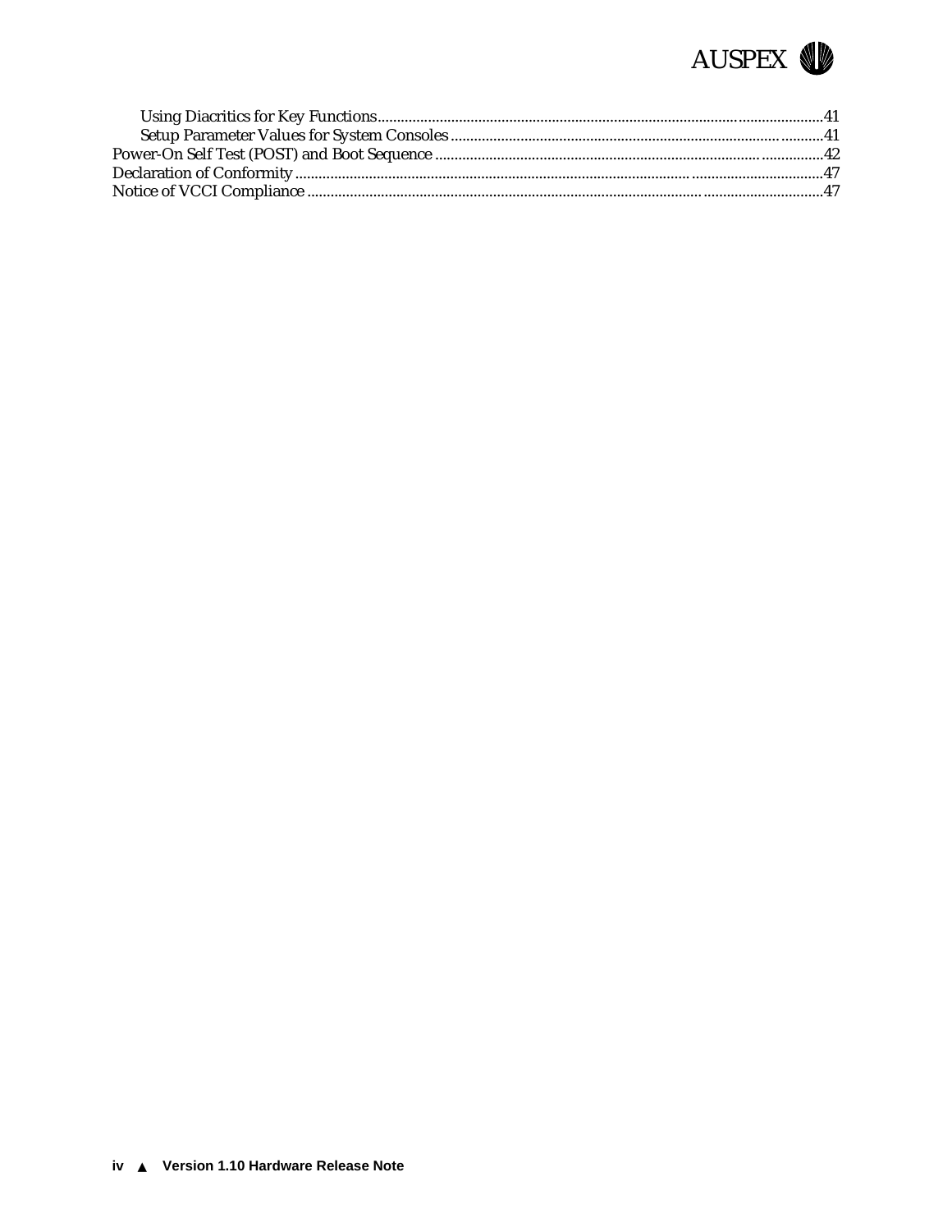Using Diacritics for Key Functions.....41
Setup Parameter Values for System Consoles.....41
Power-On Self Test (POST) and Boot Sequence.....42
Declaration of Conformity.....47
Notice of VCCI Compliance.....47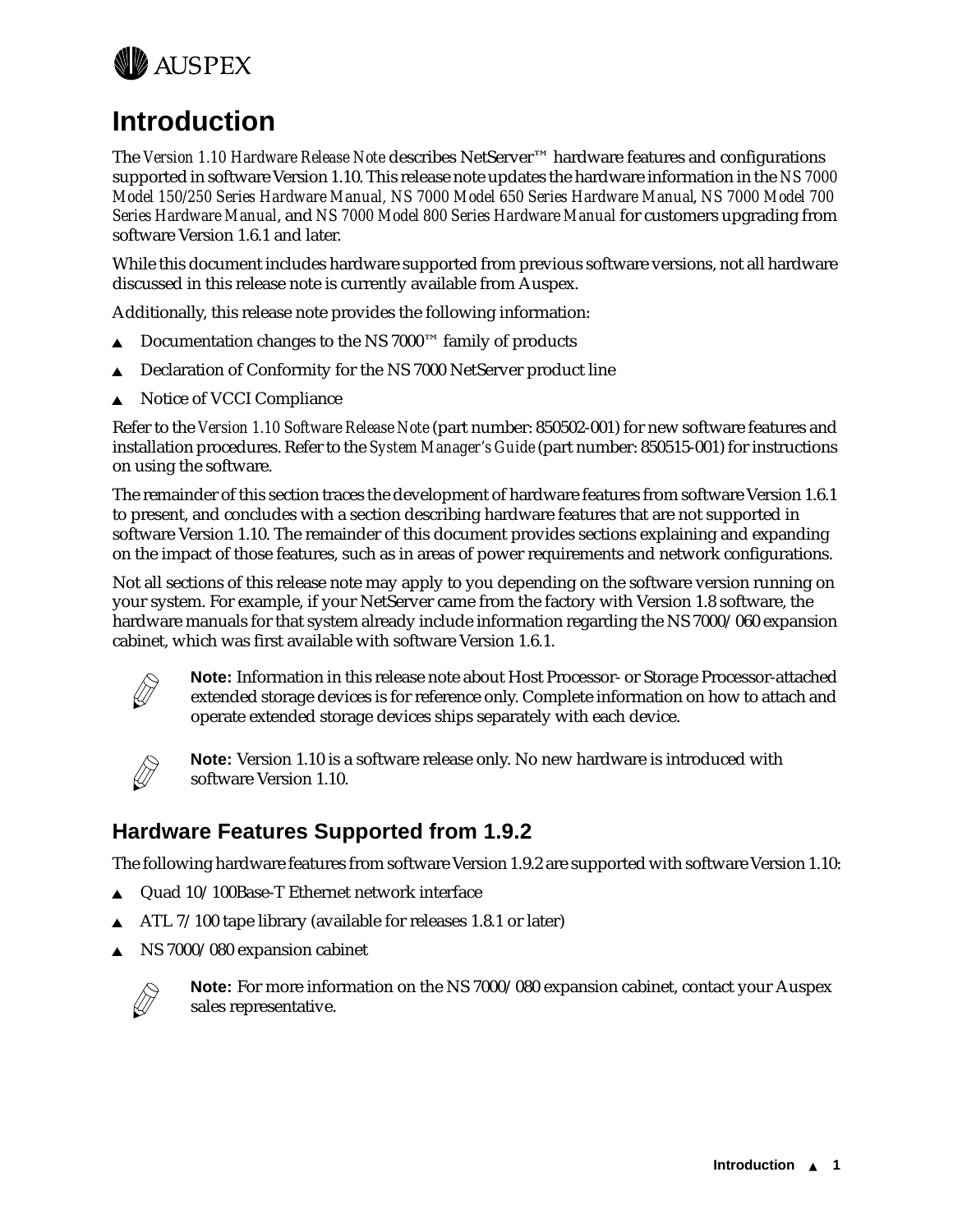# Introduction

The *Version 1.10 Hardware Release Note* describes NetServer™ hardware features and configurations supported in software Version 1.10. This release note updates the hardware information in the *NS 7000 Model 150/250 Series Hardware Manual, NS 7000 Model 650 Series Hardware Manual*, *NS 7000 Model 700 Series Hardware Manual*, and *NS 7000 Model 800 Series Hardware Manual* for customers upgrading from software Version 1.6.1 and later.

While this document includes hardware supported from previous software versions, not all hardware discussed in this release note is currently available from Auspex.

Additionally, this release note provides the following information:

- Documentation changes to the NS 7000™ family of products
- Declaration of Conformity for the NS 7000 NetServer product line
- Notice of VCCI Compliance

Refer to the *Version 1.10 Software Release Note* (part number: 850502-001) for new software features and installation procedures. Refer to the *System Manager's Guide* (part number: 850515-001) for instructions on using the software.

The remainder of this section traces the development of hardware features from software Version 1.6.1 to present, and concludes with a section describing hardware features that are not supported in software Version 1.10. The remainder of this document provides sections explaining and expanding on the impact of those features, such as in areas of power requirements and network configurations.

Not all sections of this release note may apply to you depending on the software version running on your system. For example, if your NetServer came from the factory with Version 1.8 software, the hardware manuals for that system already include information regarding the NS 7000/060 expansion cabinet, which was first available with software Version 1.6.1.

**Note:** Information in this release note about Host Processor- or Storage Processor-attached extended storage devices is for reference only. Complete information on how to attach and operate extended storage devices ships separately with each device.

**Note:** Version 1.10 is a software release only. No new hardware is introduced with software Version 1.10.

## Hardware Features Supported from 1.9.2

The following hardware features from software Version 1.9.2 are supported with software Version 1.10:

- Quad 10/100Base-T Ethernet network interface
- ATL 7/100 tape library (available for releases 1.8.1 or later)
- NS 7000/080 expansion cabinet

**Note:** For more information on the NS 7000/080 expansion cabinet, contact your Auspex sales representative.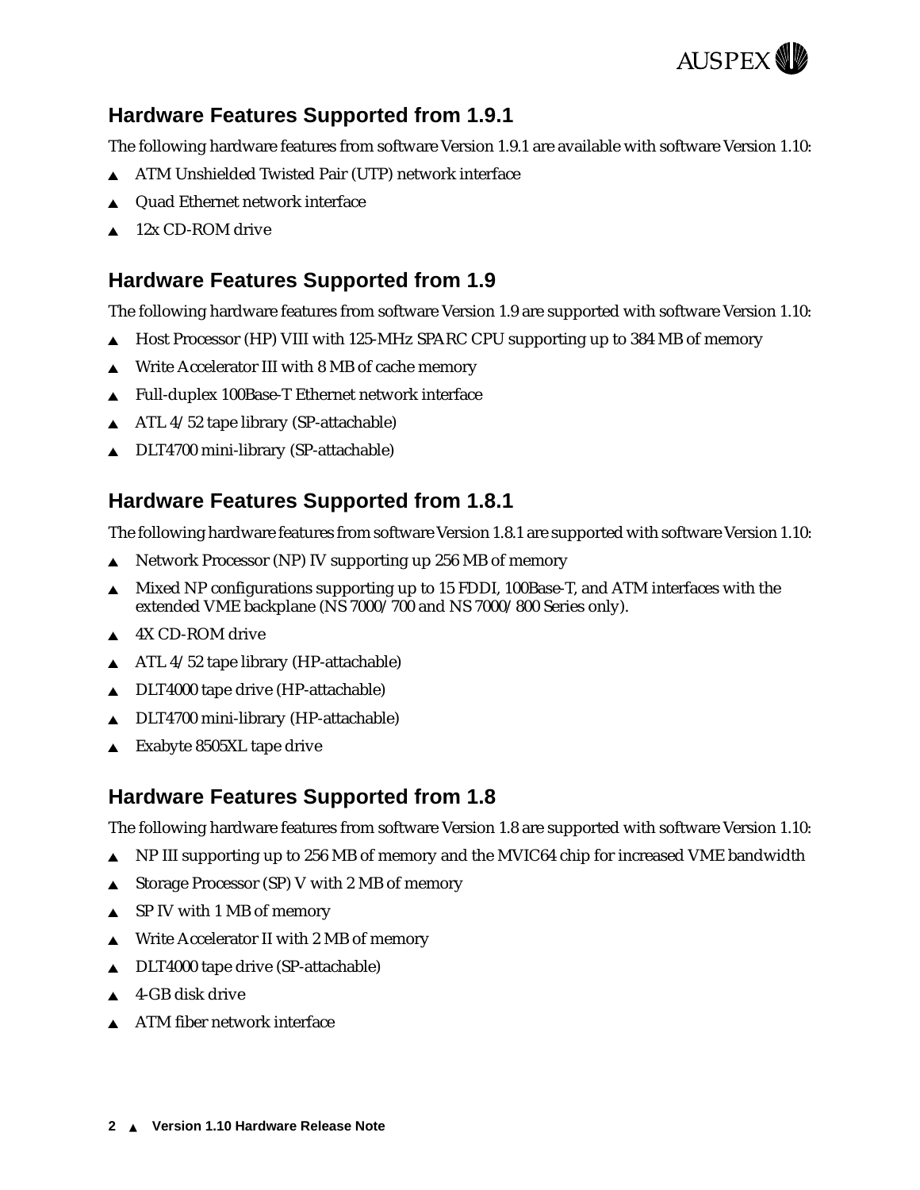## Hardware Features Supported from 1.9.1

The following hardware features from software Version 1.9.1 are available with software Version 1.10:

- ATM Unshielded Twisted Pair (UTP) network interface
- Quad Ethernet network interface
- 12x CD-ROM drive

## Hardware Features Supported from 1.9

The following hardware features from software Version 1.9 are supported with software Version 1.10:

- Host Processor (HP) VIII with 125-MHz SPARC CPU supporting up to 384 MB of memory
- Write Accelerator III with 8 MB of cache memory
- Full-duplex 100Base-T Ethernet network interface
- ATL 4/52 tape library (SP-attachable)
- DLT4700 mini-library (SP-attachable)

## Hardware Features Supported from 1.8.1

The following hardware features from software Version 1.8.1 are supported with software Version 1.10:

- Network Processor (NP) IV supporting up 256 MB of memory
- Mixed NP configurations supporting up to 15 FDDI, 100Base-T, and ATM interfaces with the extended VME backplane (NS 7000/700 and NS 7000/800 Series only).
- 4X CD-ROM drive
- ATL 4/52 tape library (HP-attachable)
- DLT4000 tape drive (HP-attachable)
- DLT4700 mini-library (HP-attachable)
- Exabyte 8505XL tape drive

## Hardware Features Supported from 1.8

The following hardware features from software Version 1.8 are supported with software Version 1.10:

- NP III supporting up to 256 MB of memory and the MVIC64 chip for increased VME bandwidth
- Storage Processor (SP) V with 2 MB of memory
- SP IV with 1 MB of memory
- Write Accelerator II with 2 MB of memory
- DLT4000 tape drive (SP-attachable)
- 4-GB disk drive
- ATM fiber network interface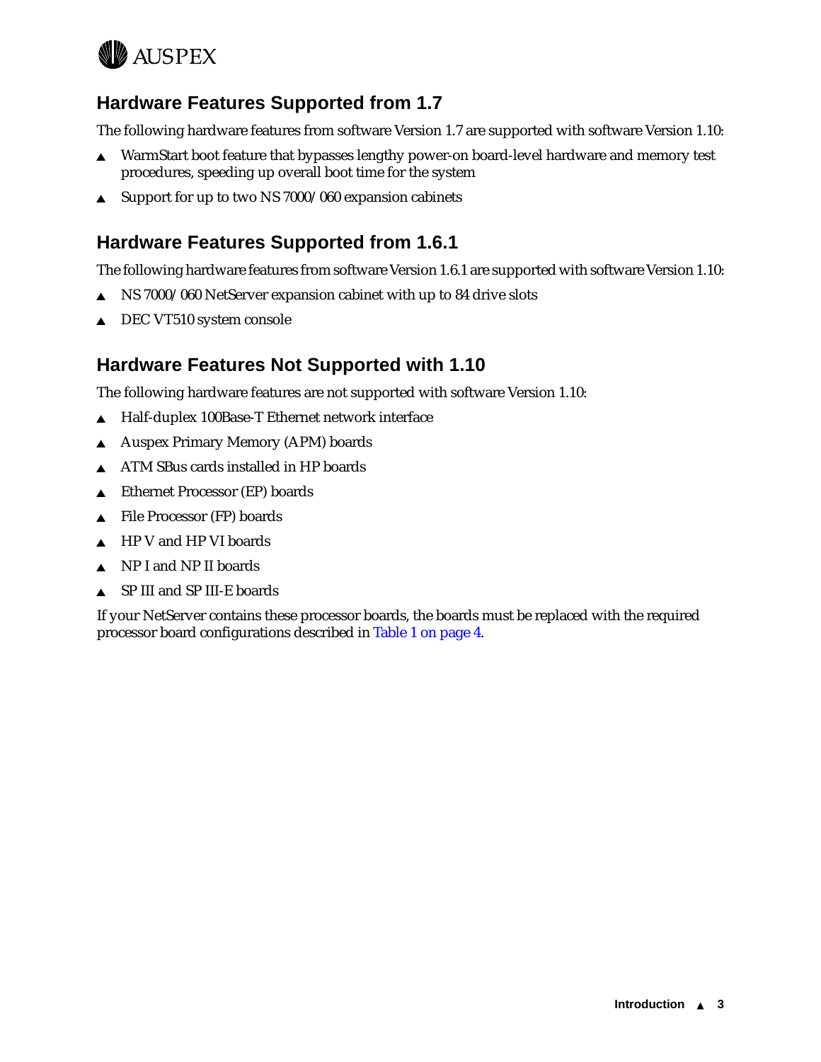## Hardware Features Supported from 1.7

The following hardware features from software Version 1.7 are supported with software Version 1.10:

- WarmStart boot feature that bypasses lengthy power-on board-level hardware and memory test procedures, speeding up overall boot time for the system
- Support for up to two NS 7000/060 expansion cabinets

## Hardware Features Supported from 1.6.1

The following hardware features from software Version 1.6.1 are supported with software Version 1.10:

- NS 7000/060 NetServer expansion cabinet with up to 84 drive slots
- DEC VT510 system console

## Hardware Features Not Supported with 1.10

The following hardware features are not supported with software Version 1.10:

- Half-duplex 100Base-T Ethernet network interface
- Auspex Primary Memory (APM) boards
- ATM SBus cards installed in HP boards
- Ethernet Processor (EP) boards
- File Processor (FP) boards
- HP V and HP VI boards
- NP I and NP II boards
- SP III and SP III-E boards

If your NetServer contains these processor boards, the boards must be replaced with the required processor board configurations described in Table 1 on page 4.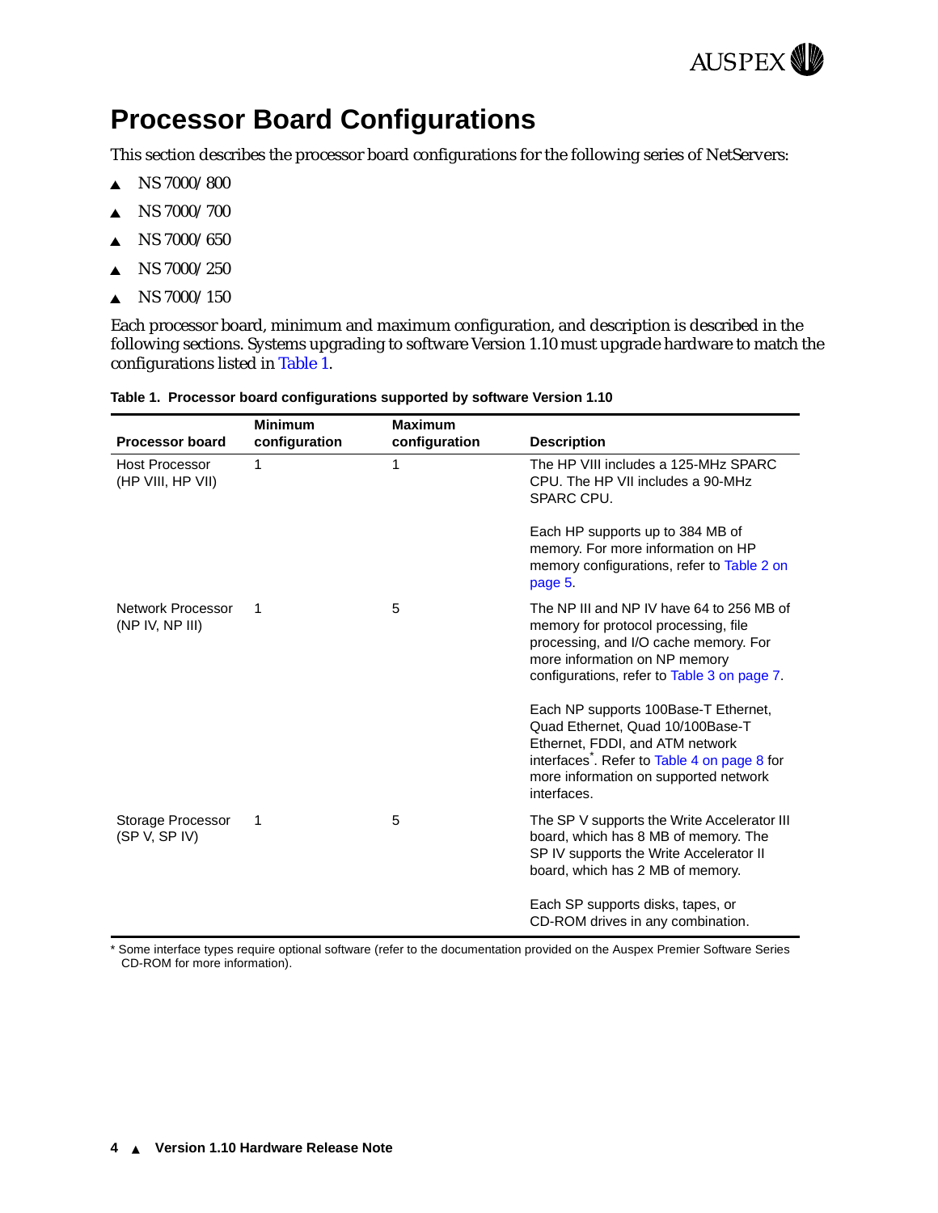# Processor Board Configurations

This section describes the processor board configurations for the following series of NetServers:

- NS 7000/800
- NS 7000/700
- NS 7000/650
- NS 7000/250
- NS 7000/150

Each processor board, minimum and maximum configuration, and description is described in the following sections. Systems upgrading to software Version 1.10 must upgrade hardware to match the configurations listed in Table 1.

**Table 1. Processor board configurations supported by software Version 1.10**

| Processor board | Minimum configuration | Maximum configuration | Description |
|---|---|---|---|
| Host Processor (HP VIII, HP VII) | 1 | 1 | The HP VIII includes a 125-MHz SPARC CPU. The HP VII includes a 90-MHz SPARC CPU.<br><br>Each HP supports up to 384 MB of memory. For more information on HP memory configurations, refer to Table 2 on page 5. |
| Network Processor (NP IV, NP III) | 1 | 5 | The NP III and NP IV have 64 to 256 MB of memory for protocol processing, file processing, and I/O cache memory. For more information on NP memory configurations, refer to Table 3 on page 7.<br><br>Each NP supports 100Base-T Ethernet, Quad Ethernet, Quad 10/100Base-T Ethernet, FDDI, and ATM network interfaces*. Refer to Table 4 on page 8 for more information on supported network interfaces. |
| Storage Processor (SP V, SP IV) | 1 | 5 | The SP V supports the Write Accelerator III board, which has 8 MB of memory. The SP IV supports the Write Accelerator II board, which has 2 MB of memory.<br><br>Each SP supports disks, tapes, or CD-ROM drives in any combination. |

* Some interface types require optional software (refer to the documentation provided on the Auspex Premier Software Series CD-ROM for more information).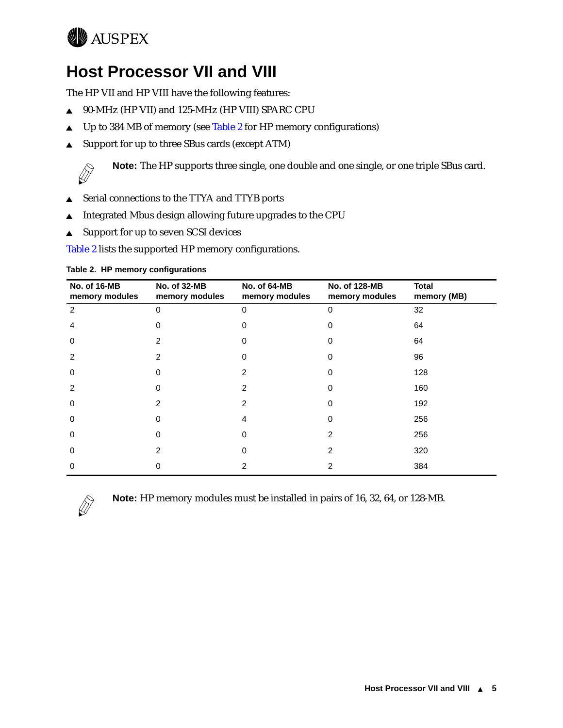# Host Processor VII and VIII

The HP VII and HP VIII have the following features:

- 90-MHz (HP VII) and 125-MHz (HP VIII) SPARC CPU
- Up to 384 MB of memory (see Table 2 for HP memory configurations)
- Support for up to three SBus cards (except ATM)

**Note:** The HP supports three single, one double and one single, or one triple SBus card.

- Serial connections to the TTYA and TTYB ports
- Integrated Mbus design allowing future upgrades to the CPU
- Support for up to seven SCSI devices

Table 2 lists the supported HP memory configurations.

**Table 2. HP memory configurations**

| No. of 16-MB memory modules | No. of 32-MB memory modules | No. of 64-MB memory modules | No. of 128-MB memory modules | Total memory (MB) |
|---|---|---|---|---|
| 2 | 0 | 0 | 0 | 32 |
| 4 | 0 | 0 | 0 | 64 |
| 0 | 2 | 0 | 0 | 64 |
| 2 | 2 | 0 | 0 | 96 |
| 0 | 0 | 2 | 0 | 128 |
| 2 | 0 | 2 | 0 | 160 |
| 0 | 2 | 2 | 0 | 192 |
| 0 | 0 | 4 | 0 | 256 |
| 0 | 0 | 0 | 2 | 256 |
| 0 | 2 | 0 | 2 | 320 |
| 0 | 0 | 2 | 2 | 384 |

**Note:** HP memory modules must be installed in pairs of 16, 32, 64, or 128-MB.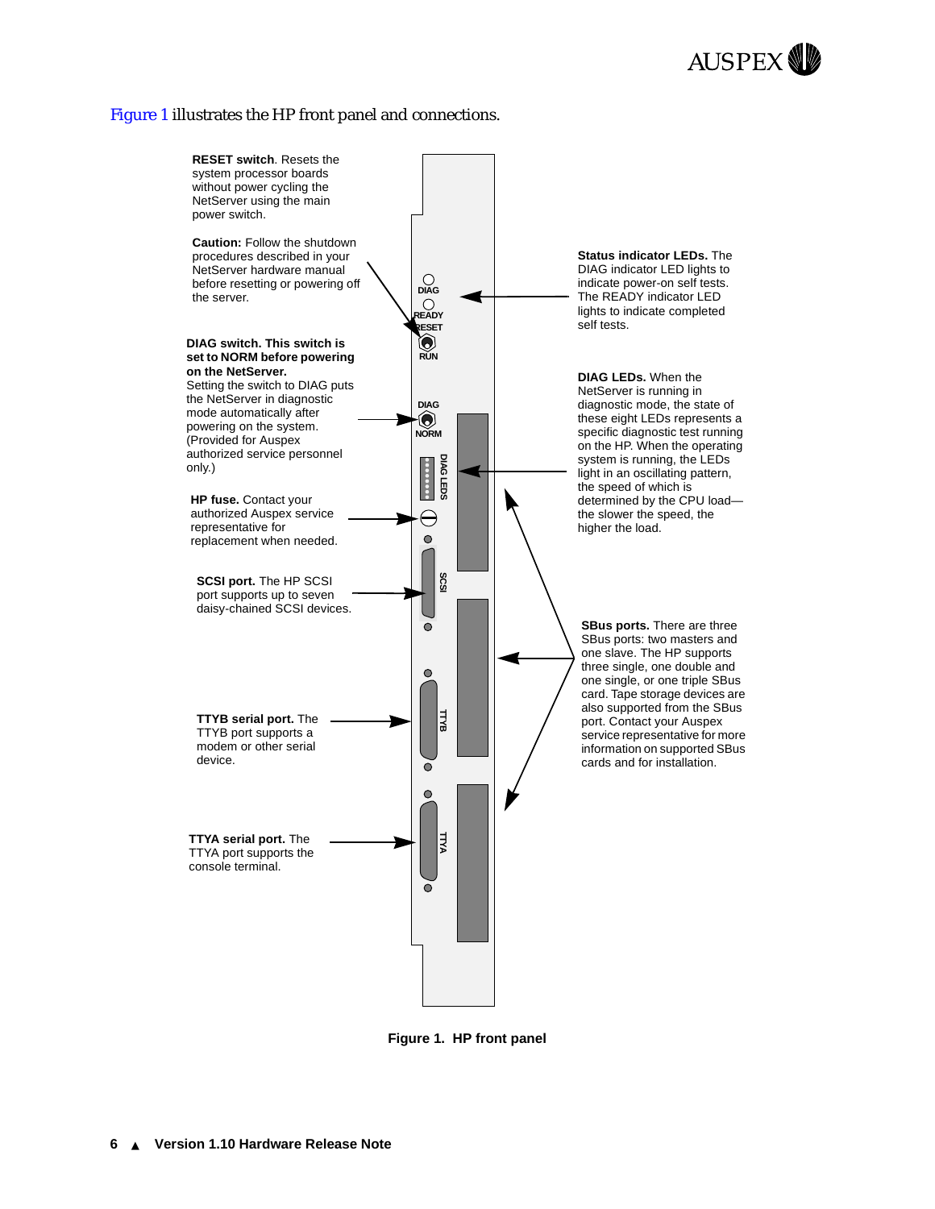Figure 1 illustrates the HP front panel and connections.

**RESET switch**. Resets the system processor boards without power cycling the NetServer using the main power switch.

**Caution:** Follow the shutdown procedures described in your NetServer hardware manual before resetting or powering off the server.

**DIAG switch. This switch is set to NORM before powering on the NetServer.** Setting the switch to DIAG puts the NetServer in diagnostic mode automatically after powering on the system. (Provided for Auspex authorized service personnel only.)

**HP fuse.** Contact your authorized Auspex service representative for replacement when needed.

**SCSI port.** The HP SCSI port supports up to seven daisy-chained SCSI devices.

**TTYB serial port.** The TTYB port supports a modem or other serial device.

**TTYA serial port.** The TTYA port supports the console terminal.

**Status indicator LEDs.** The DIAG indicator LED lights to indicate power-on self tests. The READY indicator LED lights to indicate completed self tests.

**DIAG LEDs.** When the NetServer is running in diagnostic mode, the state of these eight LEDs represents a specific diagnostic test running on the HP. When the operating system is running, the LEDs light in an oscillating pattern, the speed of which is determined by the CPU load—the slower the speed, the higher the load.

**SBus ports.** There are three SBus ports: two masters and one slave. The HP supports three single, one double and one single, or one triple SBus card. Tape storage devices are also supported from the SBus port. Contact your Auspex service representative for more information on supported SBus cards and for installation.

DIAG READY RESET RUN DIAG NORM DIAG LEDS SCSI TTYB TTYA

**Figure 1. HP front panel**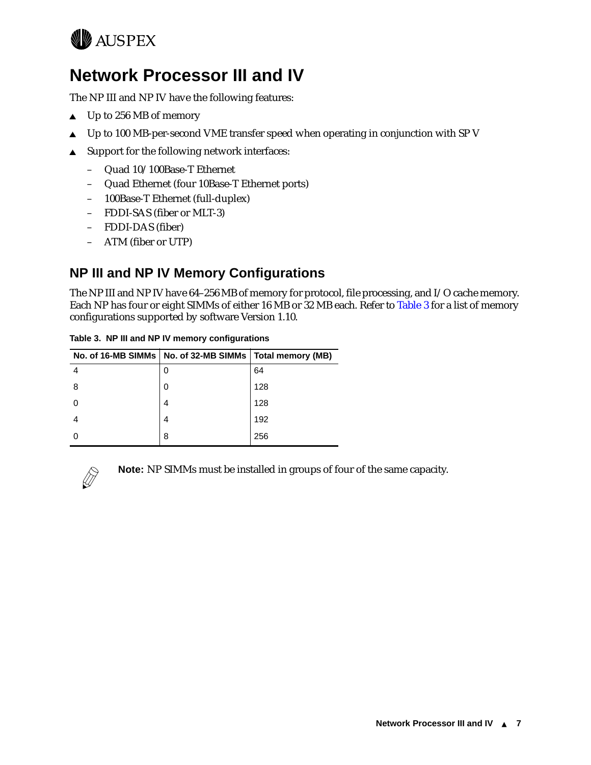# Network Processor III and IV

The NP III and NP IV have the following features:

- Up to 256 MB of memory
- Up to 100 MB-per-second VME transfer speed when operating in conjunction with SP V
- Support for the following network interfaces:
  - Quad 10/100Base-T Ethernet
  - Quad Ethernet (four 10Base-T Ethernet ports)
  - 100Base-T Ethernet (full-duplex)
  - FDDI-SAS (fiber or MLT-3)
  - FDDI-DAS (fiber)
  - ATM (fiber or UTP)

## NP III and NP IV Memory Configurations

The NP III and NP IV have 64–256 MB of memory for protocol, file processing, and I/O cache memory. Each NP has four or eight SIMMs of either 16 MB or 32 MB each. Refer to Table 3 for a list of memory configurations supported by software Version 1.10.

**Table 3. NP III and NP IV memory configurations**

| No. of 16-MB SIMMs | No. of 32-MB SIMMs | Total memory (MB) |
|---|---|---|
| 4 | 0 | 64 |
| 8 | 0 | 128 |
| 0 | 4 | 128 |
| 4 | 4 | 192 |
| 0 | 8 | 256 |

**Note:** NP SIMMs must be installed in groups of four of the same capacity.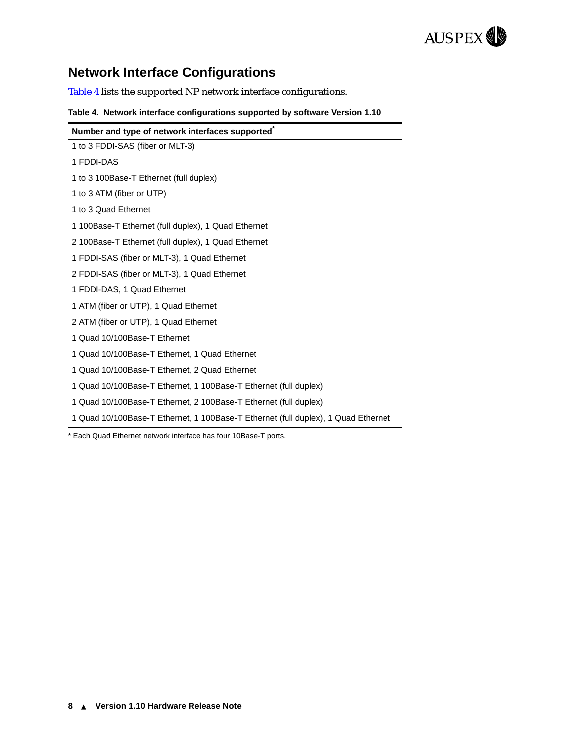## Network Interface Configurations

Table 4 lists the supported NP network interface configurations.

**Table 4. Network interface configurations supported by software Version 1.10**

| Number and type of network interfaces supported* |
|---|
| 1 to 3 FDDI-SAS (fiber or MLT-3) |
| 1 FDDI-DAS |
| 1 to 3 100Base-T Ethernet (full duplex) |
| 1 to 3 ATM (fiber or UTP) |
| 1 to 3 Quad Ethernet |
| 1 100Base-T Ethernet (full duplex), 1 Quad Ethernet |
| 2 100Base-T Ethernet (full duplex), 1 Quad Ethernet |
| 1 FDDI-SAS (fiber or MLT-3), 1 Quad Ethernet |
| 2 FDDI-SAS (fiber or MLT-3), 1 Quad Ethernet |
| 1 FDDI-DAS, 1 Quad Ethernet |
| 1 ATM (fiber or UTP), 1 Quad Ethernet |
| 2 ATM (fiber or UTP), 1 Quad Ethernet |
| 1 Quad 10/100Base-T Ethernet |
| 1 Quad 10/100Base-T Ethernet, 1 Quad Ethernet |
| 1 Quad 10/100Base-T Ethernet, 2 Quad Ethernet |
| 1 Quad 10/100Base-T Ethernet, 1 100Base-T Ethernet (full duplex) |
| 1 Quad 10/100Base-T Ethernet, 2 100Base-T Ethernet (full duplex) |
| 1 Quad 10/100Base-T Ethernet, 1 100Base-T Ethernet (full duplex), 1 Quad Ethernet |

* Each Quad Ethernet network interface has four 10Base-T ports.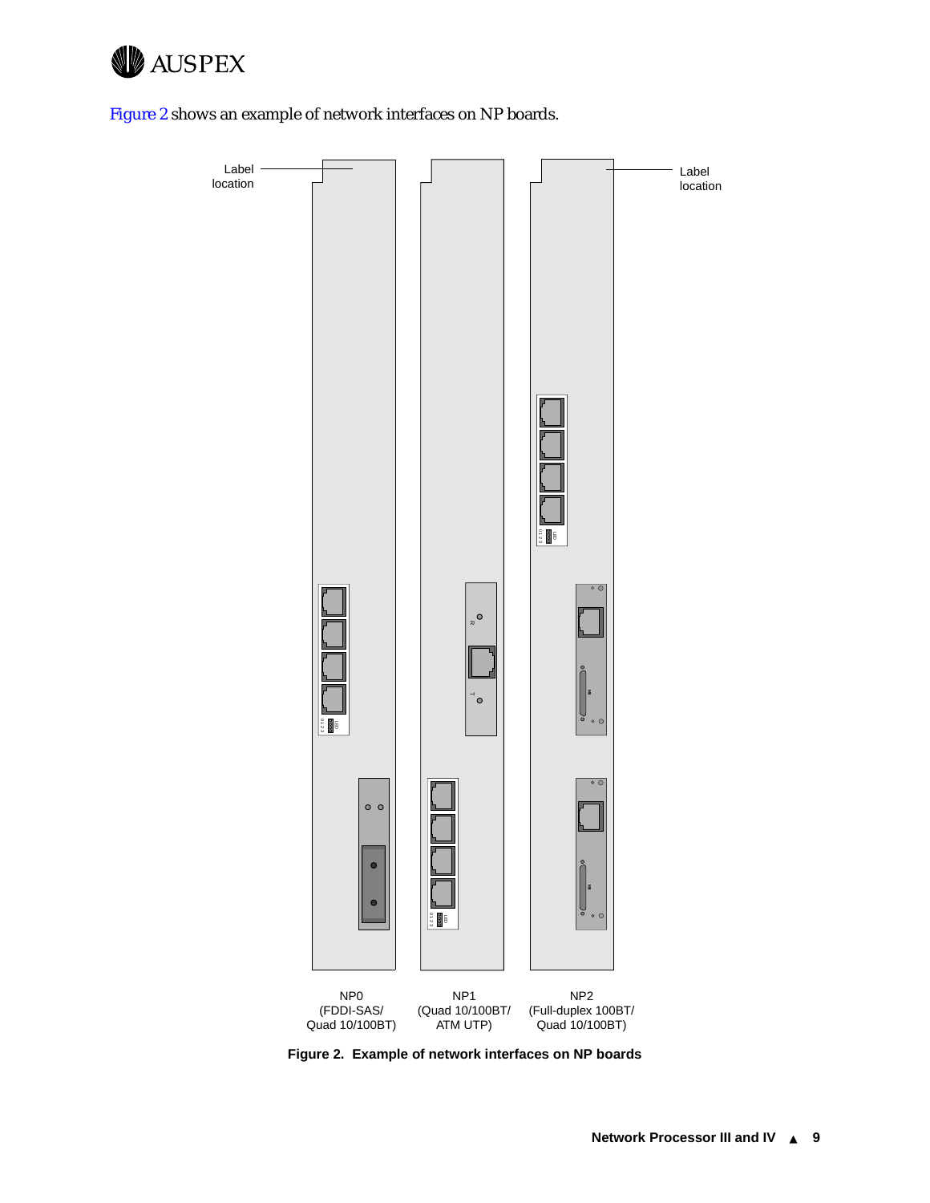Figure 2 shows an example of network interfaces on NP boards.

Label location

Label location

NP0 (FDDI-SAS/ Quad 10/100BT)

NP1 (Quad 10/100BT/ ATM UTP)

NP2 (Full-duplex 100BT/ Quad 10/100BT)

**Figure 2. Example of network interfaces on NP boards**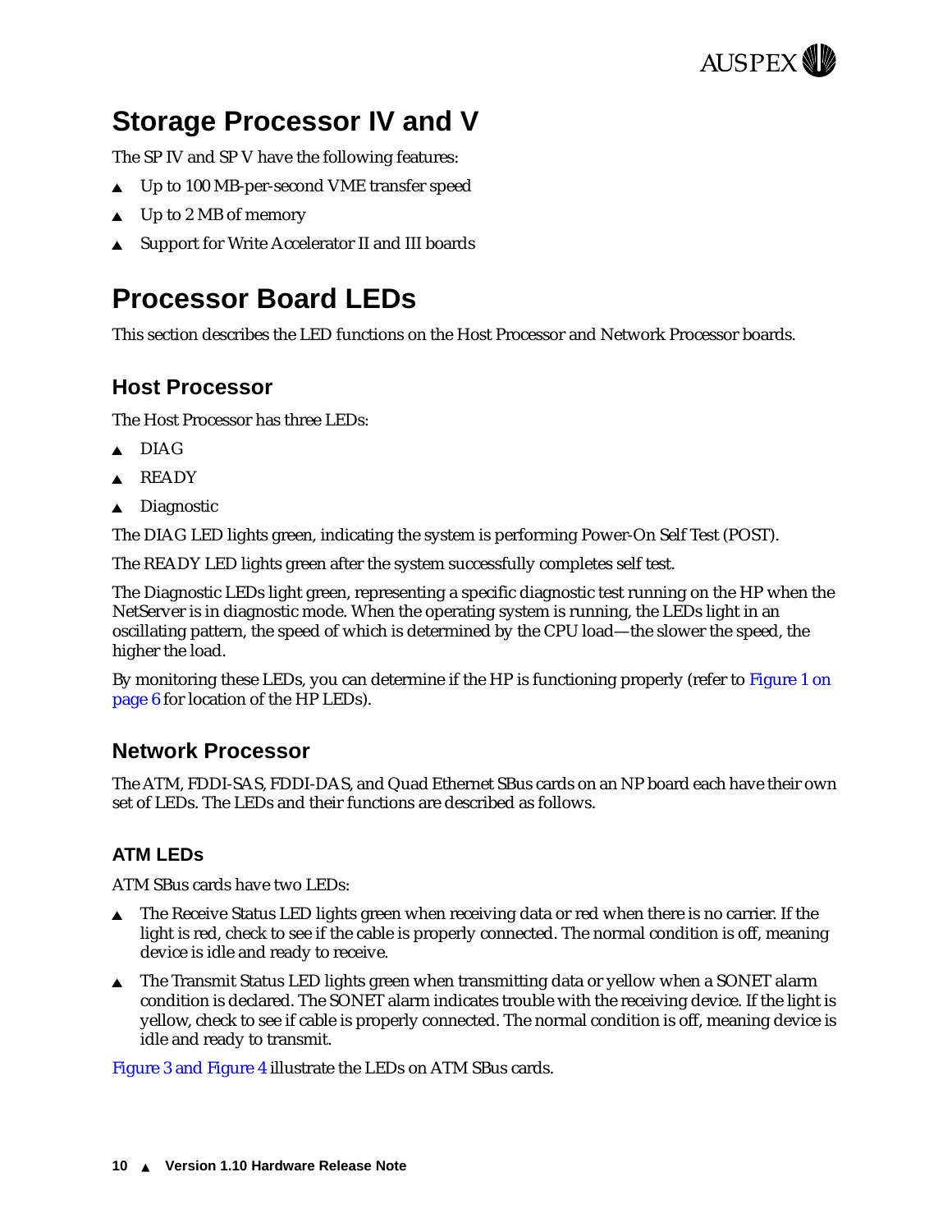# Storage Processor IV and V

The SP IV and SP V have the following features:

- Up to 100 MB-per-second VME transfer speed
- Up to 2 MB of memory
- Support for Write Accelerator II and III boards

# Processor Board LEDs

This section describes the LED functions on the Host Processor and Network Processor boards.

## Host Processor

The Host Processor has three LEDs:

- DIAG
- READY
- Diagnostic

The DIAG LED lights green, indicating the system is performing Power-On Self Test (POST).

The READY LED lights green after the system successfully completes self test.

The Diagnostic LEDs light green, representing a specific diagnostic test running on the HP when the NetServer is in diagnostic mode. When the operating system is running, the LEDs light in an oscillating pattern, the speed of which is determined by the CPU load—the slower the speed, the higher the load.

By monitoring these LEDs, you can determine if the HP is functioning properly (refer to Figure 1 on page 6 for location of the HP LEDs).

## Network Processor

The ATM, FDDI-SAS, FDDI-DAS, and Quad Ethernet SBus cards on an NP board each have their own set of LEDs. The LEDs and their functions are described as follows.

### ATM LEDs

ATM SBus cards have two LEDs:

- The Receive Status LED lights green when receiving data or red when there is no carrier. If the light is red, check to see if the cable is properly connected. The normal condition is off, meaning device is idle and ready to receive.
- The Transmit Status LED lights green when transmitting data or yellow when a SONET alarm condition is declared. The SONET alarm indicates trouble with the receiving device. If the light is yellow, check to see if cable is properly connected. The normal condition is off, meaning device is idle and ready to transmit.

Figure 3 and Figure 4 illustrate the LEDs on ATM SBus cards.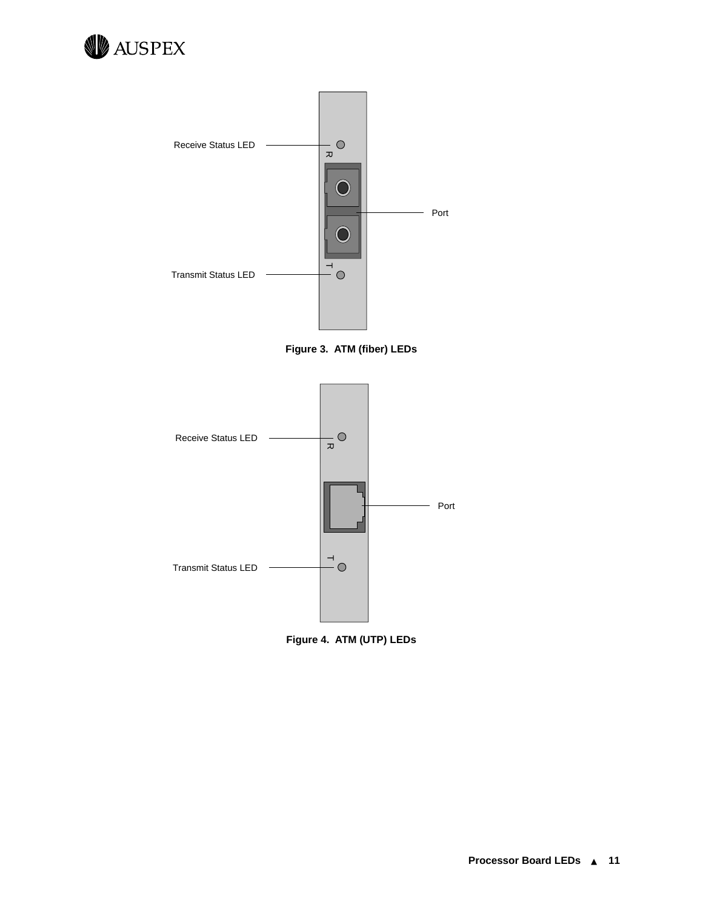Receive Status LED

R

Port

T

Transmit Status LED

**Figure 3. ATM (fiber) LEDs**

Receive Status LED

R

Port

T

Transmit Status LED

**Figure 4. ATM (UTP) LEDs**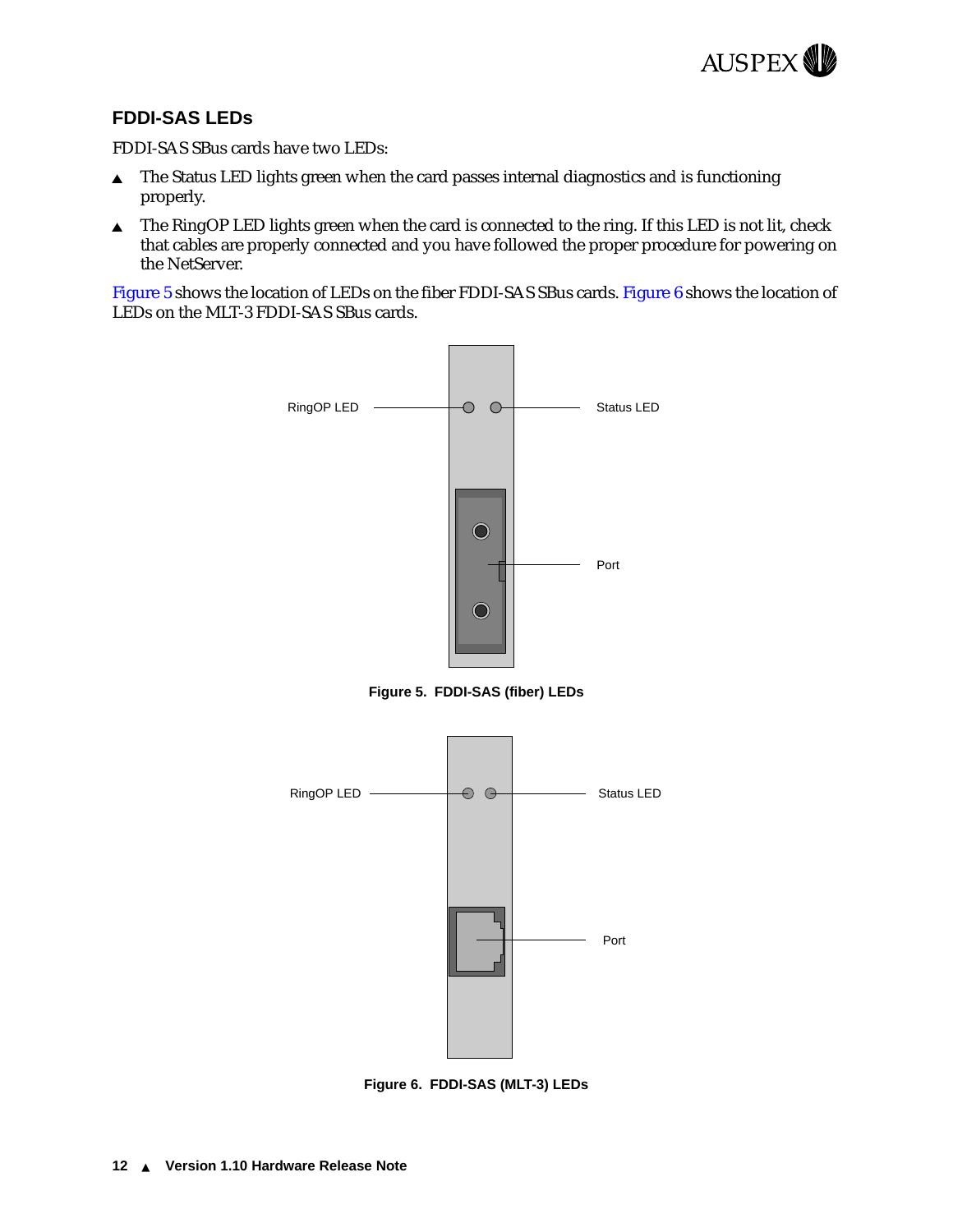## FDDI-SAS LEDs

FDDI-SAS SBus cards have two LEDs:

- The Status LED lights green when the card passes internal diagnostics and is functioning properly.
- The RingOP LED lights green when the card is connected to the ring. If this LED is not lit, check that cables are properly connected and you have followed the proper procedure for powering on the NetServer.

Figure 5 shows the location of LEDs on the fiber FDDI-SAS SBus cards. Figure 6 shows the location of LEDs on the MLT-3 FDDI-SAS SBus cards.

**Figure 5. FDDI-SAS (fiber) LEDs**

**Figure 6. FDDI-SAS (MLT-3) LEDs**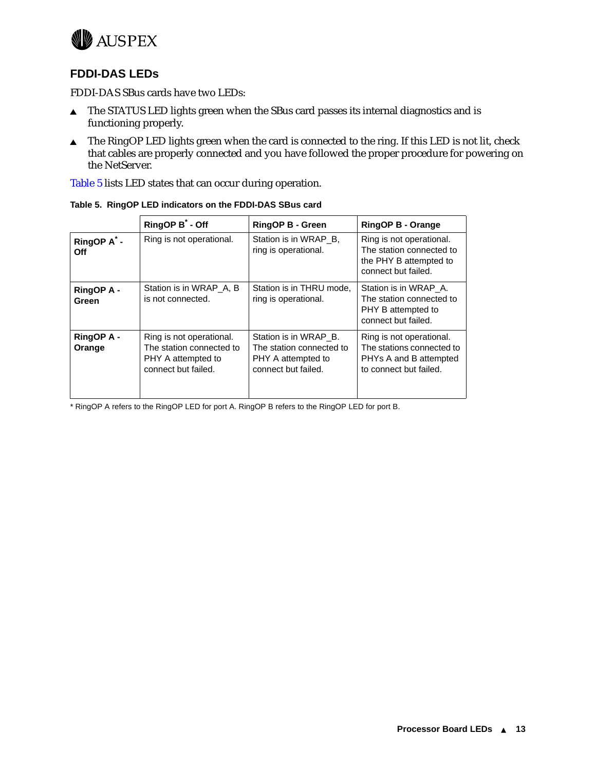## FDDI-DAS LEDs

FDDI-DAS SBus cards have two LEDs:

- The STATUS LED lights green when the SBus card passes its internal diagnostics and is functioning properly.
- The RingOP LED lights green when the card is connected to the ring. If this LED is not lit, check that cables are properly connected and you have followed the proper procedure for powering on the NetServer.

Table 5 lists LED states that can occur during operation.

**Table 5. RingOP LED indicators on the FDDI-DAS SBus card**

| | **RingOP B* - Off** | **RingOP B - Green** | **RingOP B - Orange** |
|---|---|---|---|
| **RingOP A* - Off** | Ring is not operational. | Station is in WRAP_B, ring is operational. | Ring is not operational. The station connected to the PHY B attempted to connect but failed. |
| **RingOP A - Green** | Station is in WRAP_A, B is not connected. | Station is in THRU mode, ring is operational. | Station is in WRAP_A. The station connected to PHY B attempted to connect but failed. |
| **RingOP A - Orange** | Ring is not operational. The station connected to PHY A attempted to connect but failed. | Station is in WRAP_B. The station connected to PHY A attempted to connect but failed. | Ring is not operational. The stations connected to PHYs A and B attempted to connect but failed. |

* RingOP A refers to the RingOP LED for port A. RingOP B refers to the RingOP LED for port B.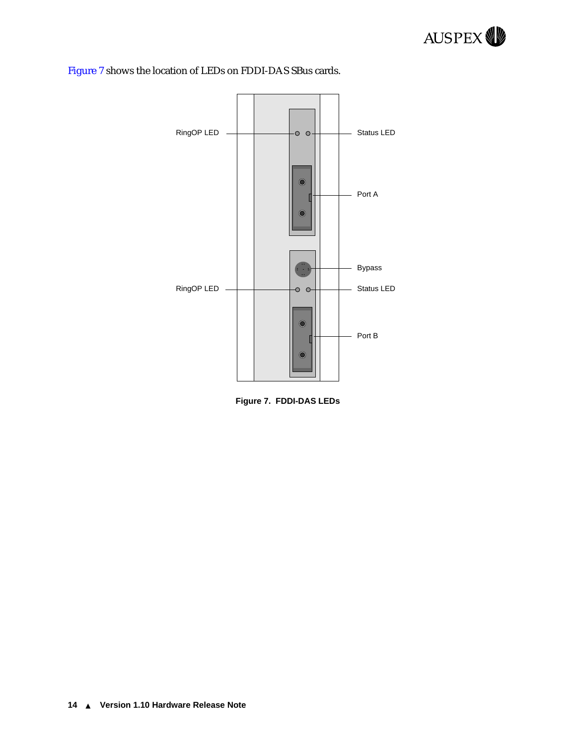Figure 7 shows the location of LEDs on FDDI-DAS SBus cards.

RingOP LED

Status LED

Port A

Bypass

RingOP LED

Status LED

Port B

**Figure 7. FDDI-DAS LEDs**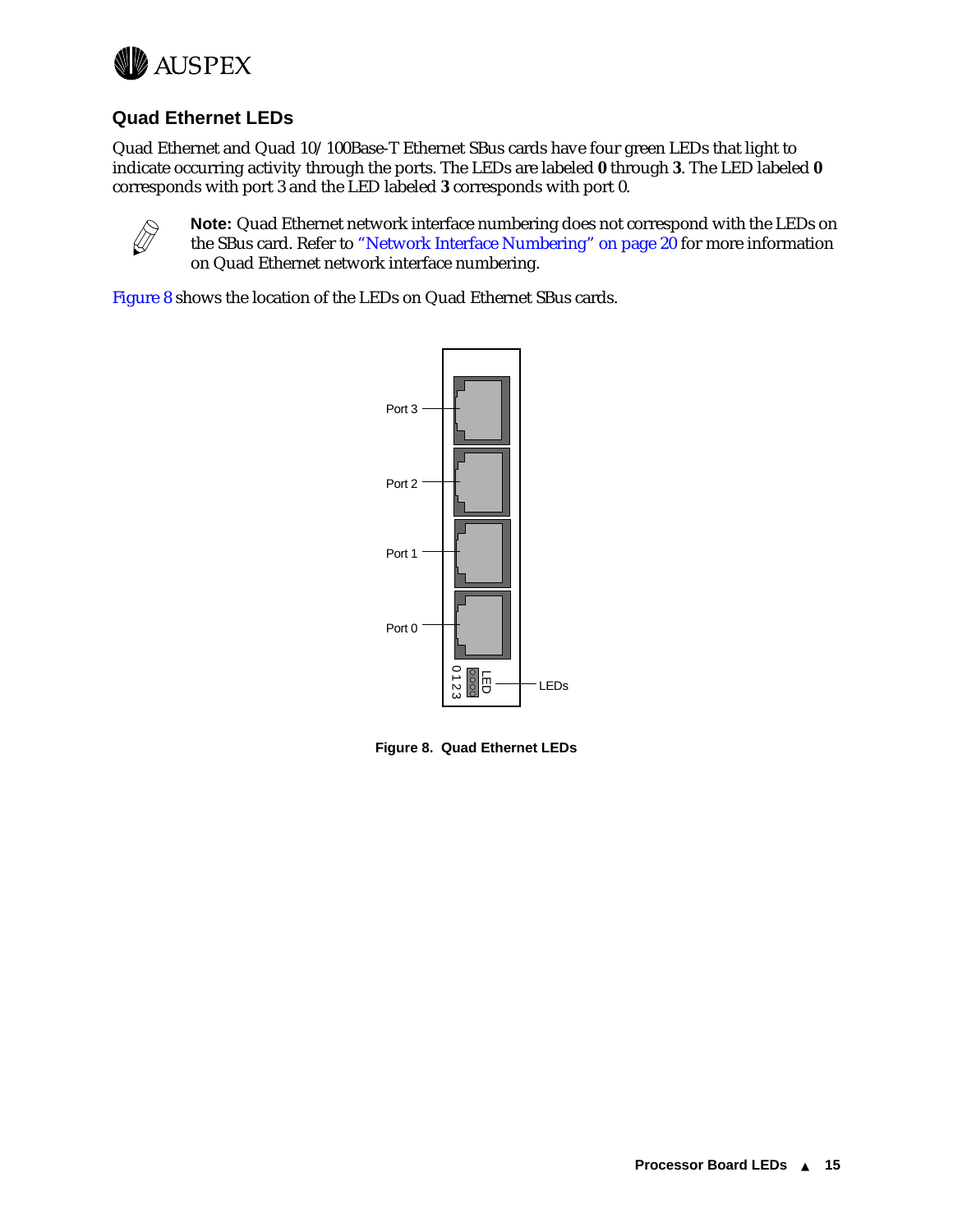## Quad Ethernet LEDs

Quad Ethernet and Quad 10/100Base-T Ethernet SBus cards have four green LEDs that light to indicate occurring activity through the ports. The LEDs are labeled **0** through **3**. The LED labeled **0** corresponds with port 3 and the LED labeled **3** corresponds with port 0.

**Note:** Quad Ethernet network interface numbering does not correspond with the LEDs on the SBus card. Refer to "Network Interface Numbering" on page 20 for more information on Quad Ethernet network interface numbering.

Figure 8 shows the location of the LEDs on Quad Ethernet SBus cards.

**Figure 8. Quad Ethernet LEDs**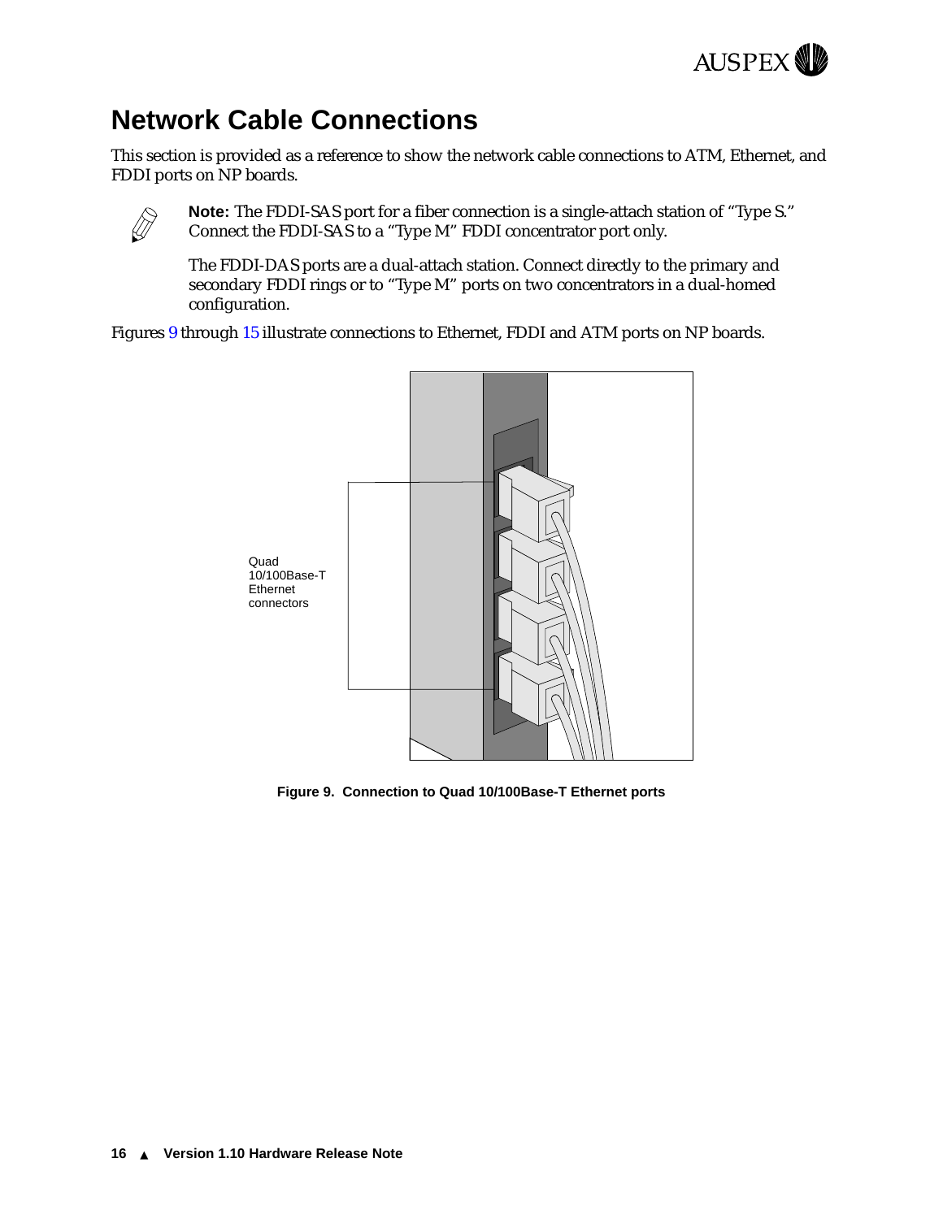# Network Cable Connections

This section is provided as a reference to show the network cable connections to ATM, Ethernet, and FDDI ports on NP boards.

**Note:** The FDDI-SAS port for a fiber connection is a single-attach station of "Type S." Connect the FDDI-SAS to a "Type M" FDDI concentrator port only.

The FDDI-DAS ports are a dual-attach station. Connect directly to the primary and secondary FDDI rings or to "Type M" ports on two concentrators in a dual-homed configuration.

Figures 9 through 15 illustrate connections to Ethernet, FDDI and ATM ports on NP boards.

Quad 10/100Base-T Ethernet connectors

**Figure 9. Connection to Quad 10/100Base-T Ethernet ports**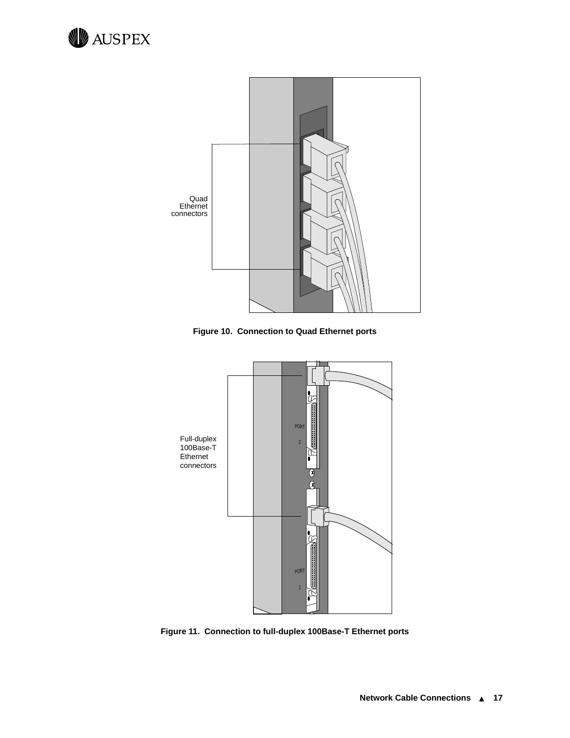Quad Ethernet connectors

**Figure 10. Connection to Quad Ethernet ports**

Full-duplex 100Base-T Ethernet connectors

PORT 2

PORT 1

**Figure 11. Connection to full-duplex 100Base-T Ethernet ports**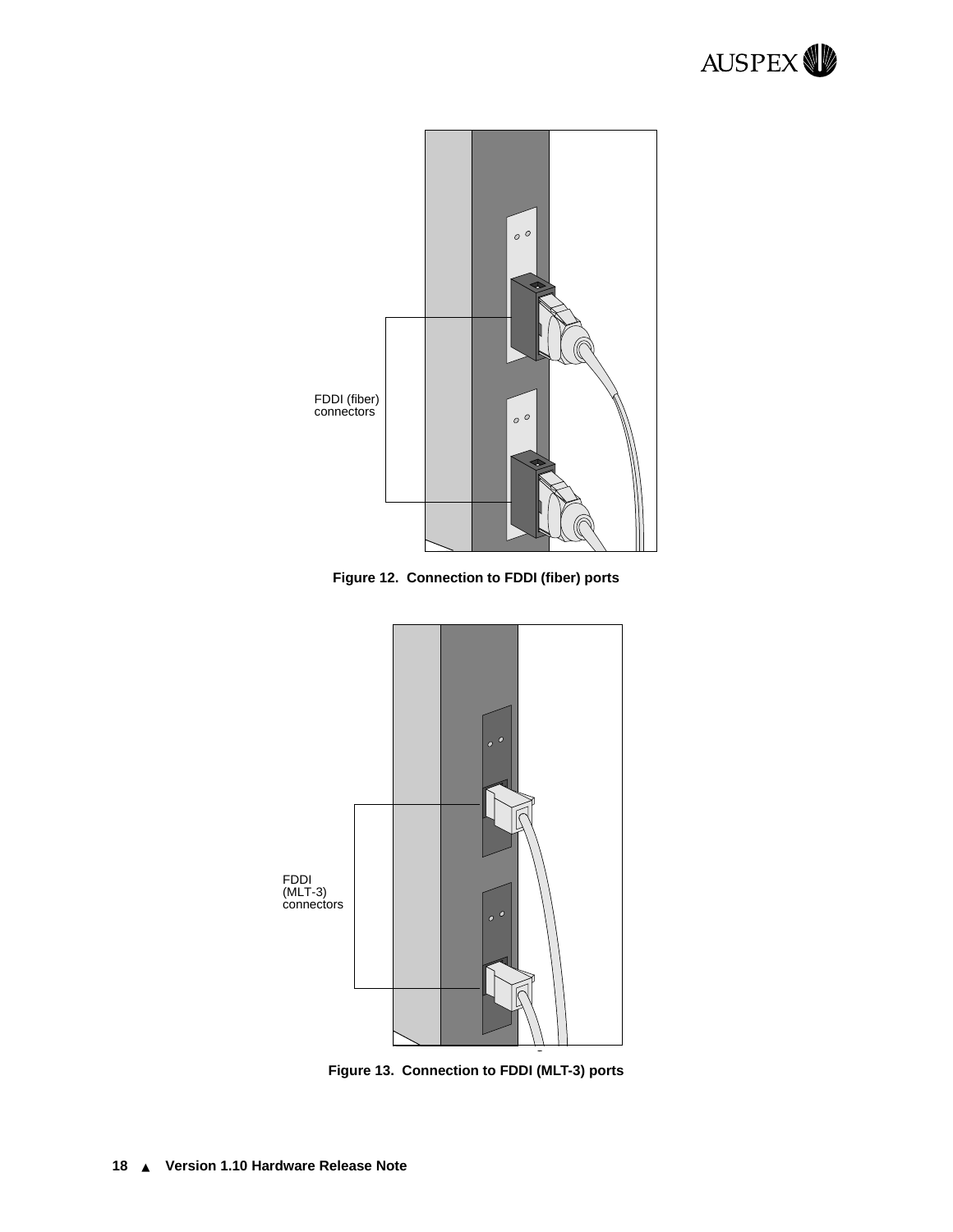FDDI (fiber) connectors

**Figure 12. Connection to FDDI (fiber) ports**

FDDI (MLT-3) connectors

**Figure 13. Connection to FDDI (MLT-3) ports**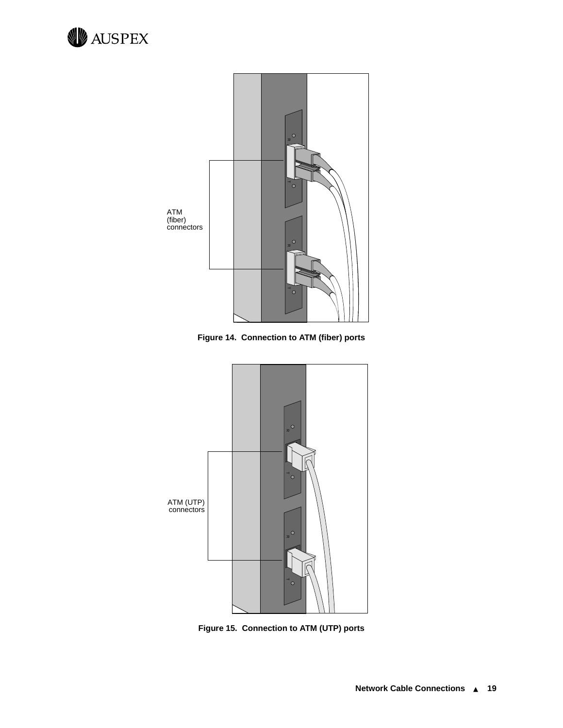ATM (fiber) connectors

**Figure 14. Connection to ATM (fiber) ports**

ATM (UTP) connectors

**Figure 15. Connection to ATM (UTP) ports**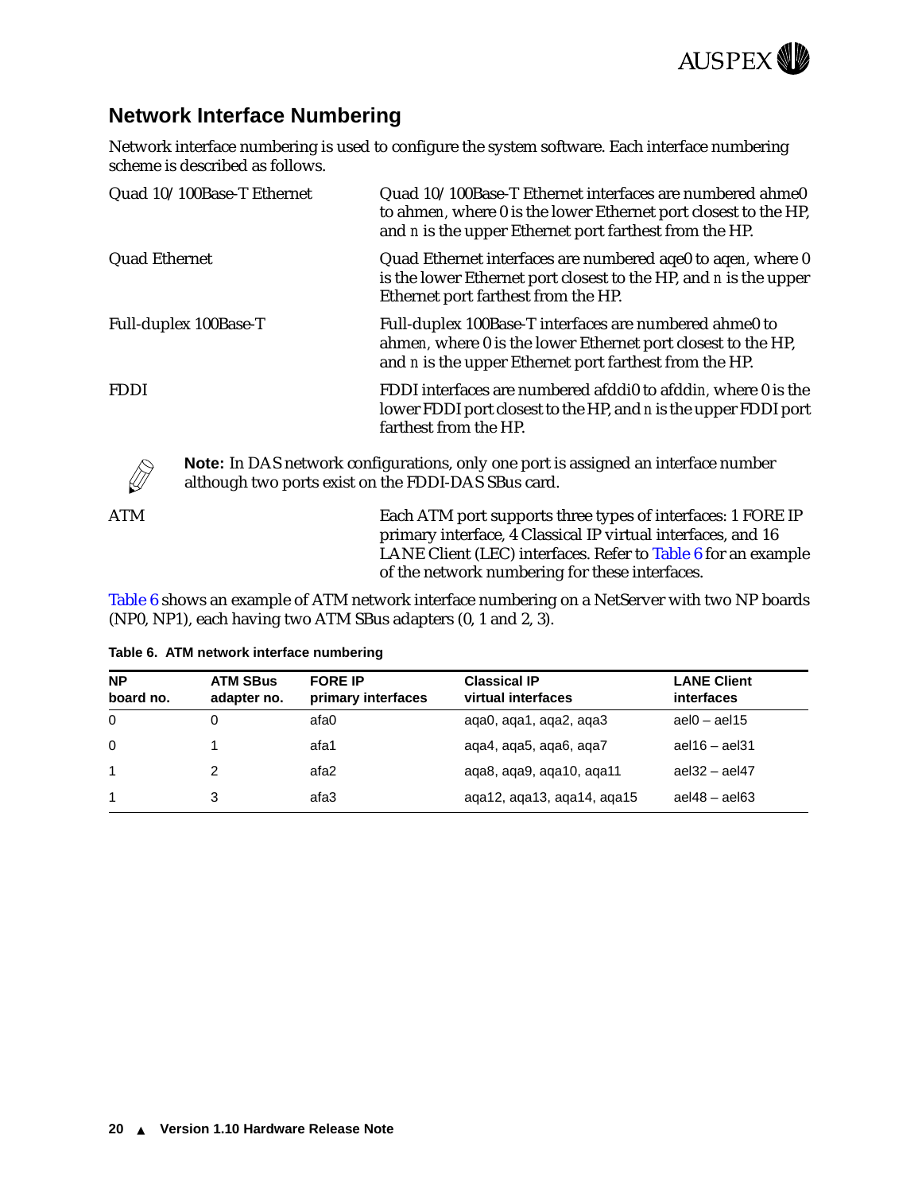## Network Interface Numbering

Network interface numbering is used to configure the system software. Each interface numbering scheme is described as follows.

**Quad 10/100Base-T Ethernet**
Quad 10/100Base-T Ethernet interfaces are numbered ahme0 to ahme*n*, where 0 is the lower Ethernet port closest to the HP, and *n* is the upper Ethernet port farthest from the HP.

**Quad Ethernet**
Quad Ethernet interfaces are numbered aqe0 to aqe*n*, where 0 is the lower Ethernet port closest to the HP, and *n* is the upper Ethernet port farthest from the HP.

**Full-duplex 100Base-T**
Full-duplex 100Base-T interfaces are numbered ahme0 to ahme*n*, where 0 is the lower Ethernet port closest to the HP, and *n* is the upper Ethernet port farthest from the HP.

**FDDI**
FDDI interfaces are numbered afddi0 to afddi*n*, where 0 is the lower FDDI port closest to the HP, and *n* is the upper FDDI port farthest from the HP.

> **Note:** In DAS network configurations, only one port is assigned an interface number although two ports exist on the FDDI-DAS SBus card.

**ATM**
Each ATM port supports three types of interfaces: 1 FORE IP primary interface, 4 Classical IP virtual interfaces, and 16 LANE Client (LEC) interfaces. Refer to Table 6 for an example of the network numbering for these interfaces.

Table 6 shows an example of ATM network interface numbering on a NetServer with two NP boards (NP0, NP1), each having two ATM SBus adapters (0, 1 and 2, 3).

**Table 6. ATM network interface numbering**

| NP board no. | ATM SBus adapter no. | FORE IP primary interfaces | Classical IP virtual interfaces | LANE Client interfaces |
|---|---|---|---|---|
| 0 | 0 | afa0 | aqa0, aqa1, aqa2, aqa3 | ael0 – ael15 |
| 0 | 1 | afa1 | aqa4, aqa5, aqa6, aqa7 | ael16 – ael31 |
| 1 | 2 | afa2 | aqa8, aqa9, aqa10, aqa11 | ael32 – ael47 |
| 1 | 3 | afa3 | aqa12, aqa13, aqa14, aqa15 | ael48 – ael63 |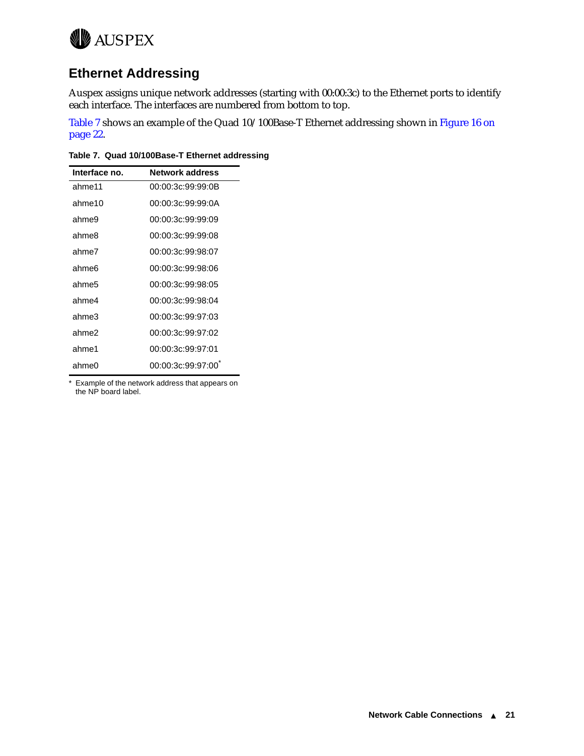## Ethernet Addressing

Auspex assigns unique network addresses (starting with 00:00:3c) to the Ethernet ports to identify each interface. The interfaces are numbered from bottom to top.

Table 7 shows an example of the Quad 10/100Base-T Ethernet addressing shown in Figure 16 on page 22.

**Table 7. Quad 10/100Base-T Ethernet addressing**

| Interface no. | Network address |
|---|---|
| ahme11 | 00:00:3c:99:99:0B |
| ahme10 | 00:00:3c:99:99:0A |
| ahme9 | 00:00:3c:99:99:09 |
| ahme8 | 00:00:3c:99:99:08 |
| ahme7 | 00:00:3c:99:98:07 |
| ahme6 | 00:00:3c:99:98:06 |
| ahme5 | 00:00:3c:99:98:05 |
| ahme4 | 00:00:3c:99:98:04 |
| ahme3 | 00:00:3c:99:97:03 |
| ahme2 | 00:00:3c:99:97:02 |
| ahme1 | 00:00:3c:99:97:01 |
| ahme0 | 00:00:3c:99:97:00* |

\* Example of the network address that appears on the NP board label.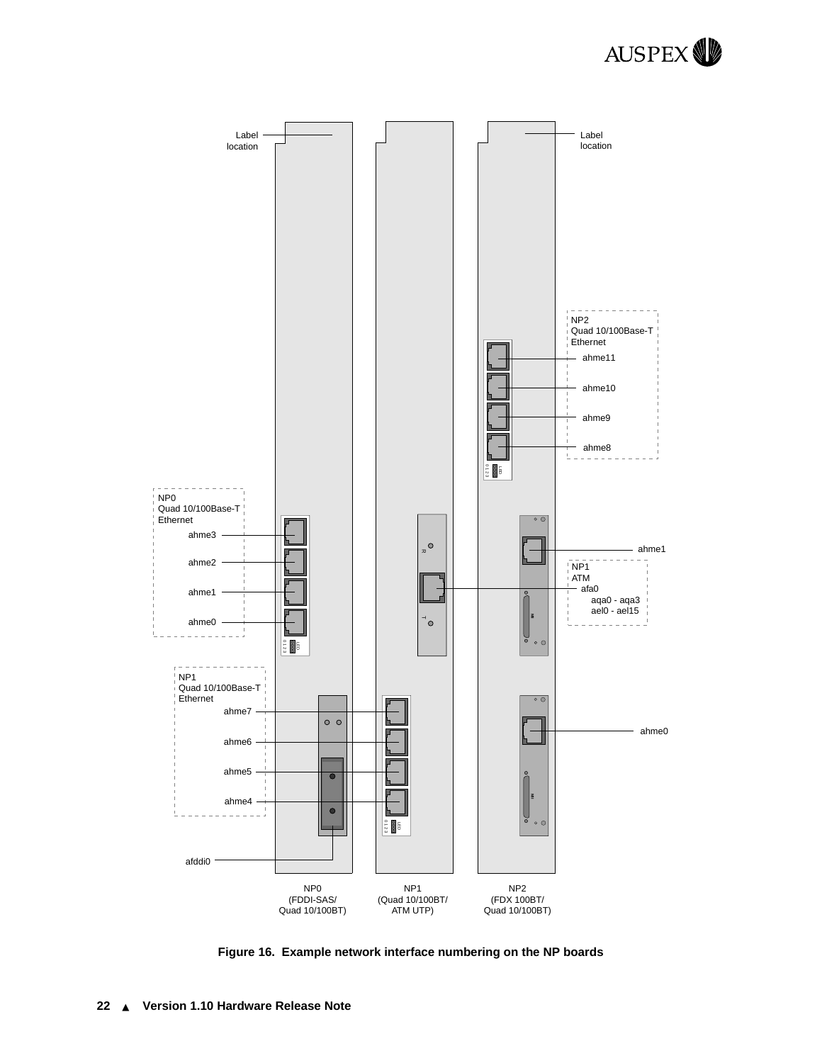Label location

Label location

NP2
Quad 10/100Base-T
Ethernet

ahme11

ahme10

ahme9

ahme8

NP0
Quad 10/100Base-T
Ethernet

ahme3

ahme2

ahme1

ahme0

ahme1

NP1
ATM
afa0
aqa0 - aqa3
ael0 - ael15

NP1
Quad 10/100Base-T
Ethernet

ahme7

ahme6

ahme5

ahme4

ahme0

afddi0

NP0
(FDDI-SAS/
Quad 10/100BT)

NP1
(Quad 10/100BT/
ATM UTP)

NP2
(FDX 100BT/
Quad 10/100BT)

**Figure 16. Example network interface numbering on the NP boards**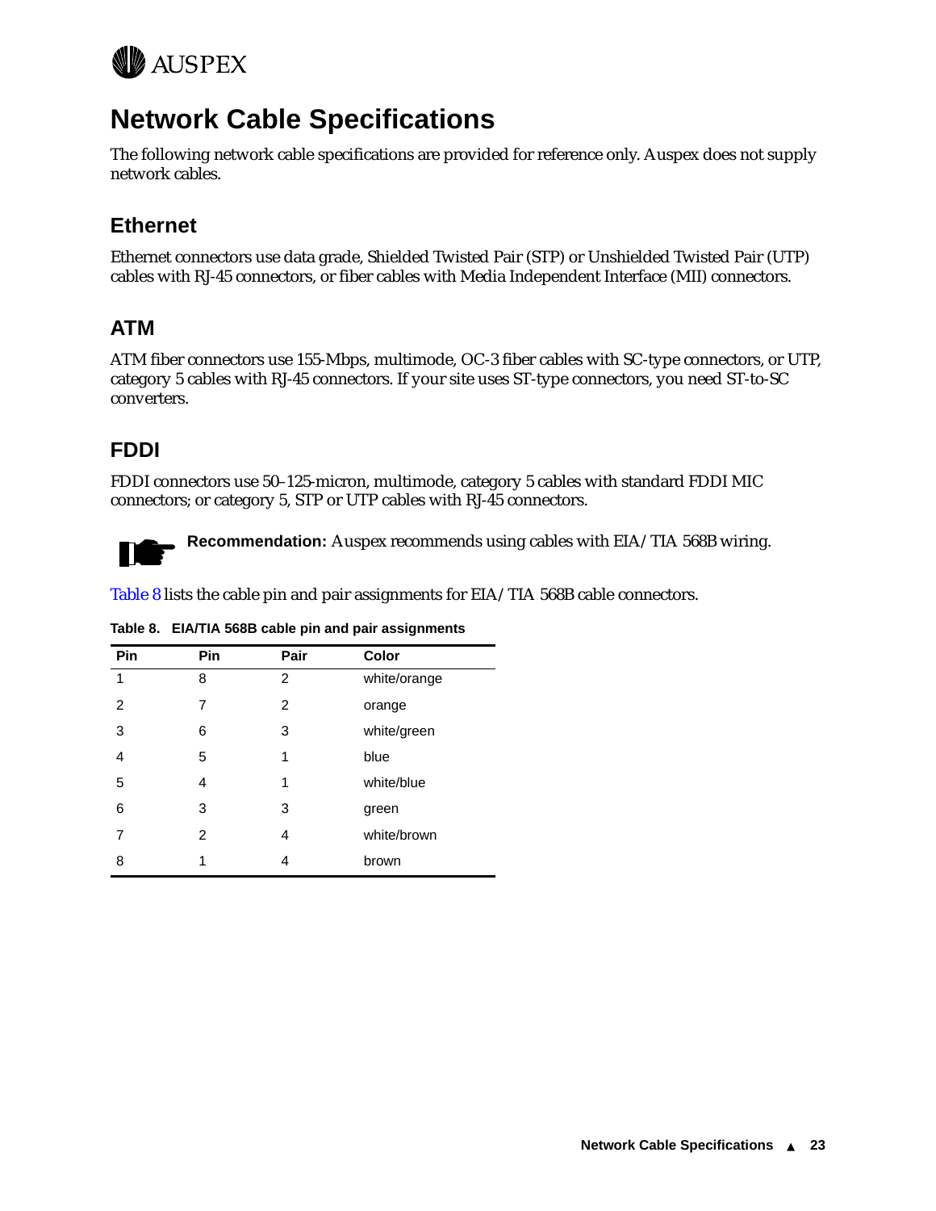# Network Cable Specifications

The following network cable specifications are provided for reference only. Auspex does not supply network cables.

## Ethernet

Ethernet connectors use data grade, Shielded Twisted Pair (STP) or Unshielded Twisted Pair (UTP) cables with RJ-45 connectors, or fiber cables with Media Independent Interface (MII) connectors.

## ATM

ATM fiber connectors use 155-Mbps, multimode, OC-3 fiber cables with SC-type connectors, or UTP, category 5 cables with RJ-45 connectors. If your site uses ST-type connectors, you need ST-to-SC converters.

## FDDI

FDDI connectors use 50–125-micron, multimode, category 5 cables with standard FDDI MIC connectors; or category 5, STP or UTP cables with RJ-45 connectors.

**Recommendation:** Auspex recommends using cables with EIA/TIA 568B wiring.

Table 8 lists the cable pin and pair assignments for EIA/TIA 568B cable connectors.

**Table 8. EIA/TIA 568B cable pin and pair assignments**

| Pin | Pin | Pair | Color |
|---|---|---|---|
| 1 | 8 | 2 | white/orange |
| 2 | 7 | 2 | orange |
| 3 | 6 | 3 | white/green |
| 4 | 5 | 1 | blue |
| 5 | 4 | 1 | white/blue |
| 6 | 3 | 3 | green |
| 7 | 2 | 4 | white/brown |
| 8 | 1 | 4 | brown |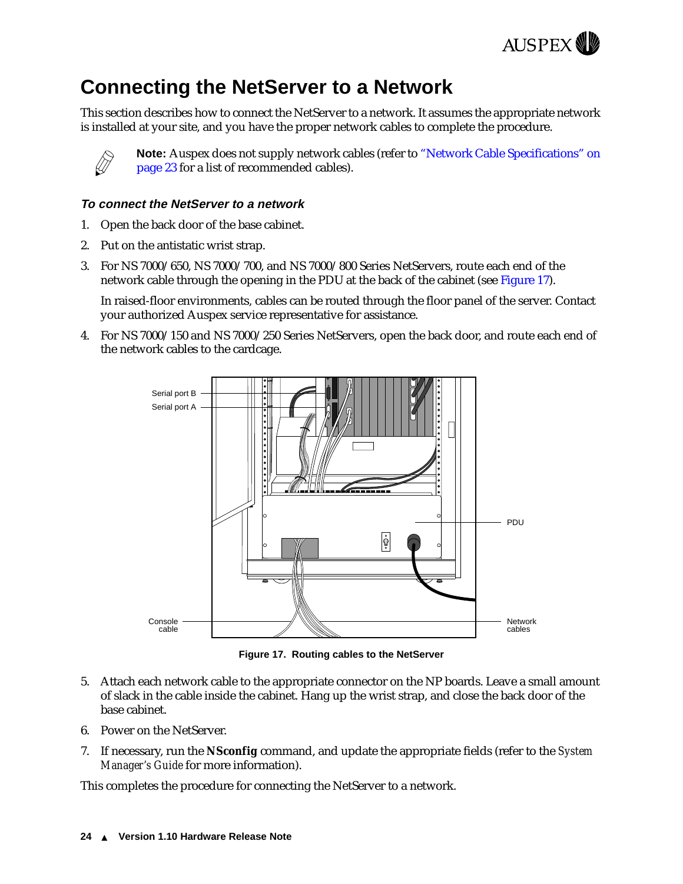# Connecting the NetServer to a Network

This section describes how to connect the NetServer to a network. It assumes the appropriate network is installed at your site, and you have the proper network cables to complete the procedure.

**Note:** Auspex does not supply network cables (refer to "Network Cable Specifications" on page 23 for a list of recommended cables).

### *To connect the NetServer to a network*

1. Open the back door of the base cabinet.
2. Put on the antistatic wrist strap.
3. For NS 7000/650, NS 7000/700, and NS 7000/800 Series NetServers, route each end of the network cable through the opening in the PDU at the back of the cabinet (see Figure 17).

   In raised-floor environments, cables can be routed through the floor panel of the server. Contact your authorized Auspex service representative for assistance.

4. For NS 7000/150 and NS 7000/250 Series NetServers, open the back door, and route each end of the network cables to the cardcage.

**Figure 17. Routing cables to the NetServer**

5. Attach each network cable to the appropriate connector on the NP boards. Leave a small amount of slack in the cable inside the cabinet. Hang up the wrist strap, and close the back door of the base cabinet.
6. Power on the NetServer.
7. If necessary, run the **NSconfig** command, and update the appropriate fields (refer to the *System Manager's Guide* for more information).

This completes the procedure for connecting the NetServer to a network.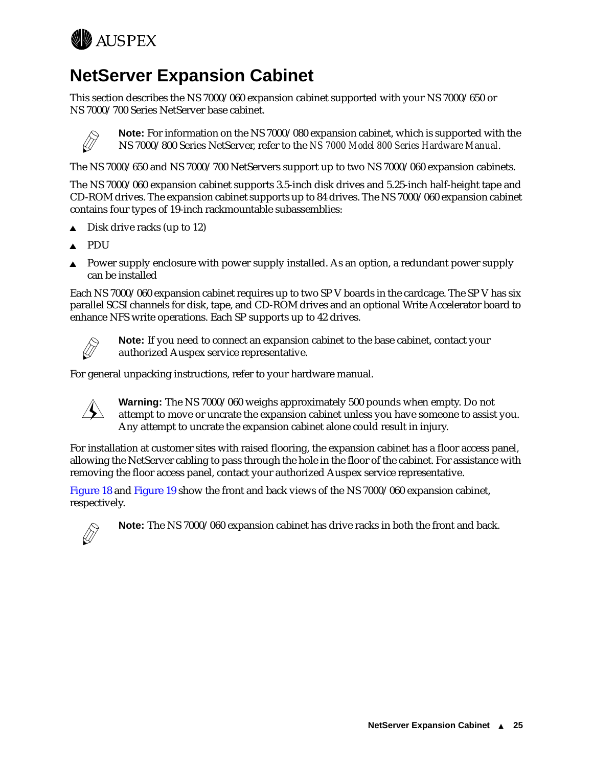# NetServer Expansion Cabinet

This section describes the NS 7000/060 expansion cabinet supported with your NS 7000/650 or NS 7000/700 Series NetServer base cabinet.

**Note:** For information on the NS 7000/080 expansion cabinet, which is supported with the NS 7000/800 Series NetServer, refer to the *NS 7000 Model 800 Series Hardware Manual*.

The NS 7000/650 and NS 7000/700 NetServers support up to two NS 7000/060 expansion cabinets.

The NS 7000/060 expansion cabinet supports 3.5-inch disk drives and 5.25-inch half-height tape and CD-ROM drives. The expansion cabinet supports up to 84 drives. The NS 7000/060 expansion cabinet contains four types of 19-inch rackmountable subassemblies:

- Disk drive racks (up to 12)
- PDU
- Power supply enclosure with power supply installed. As an option, a redundant power supply can be installed

Each NS 7000/060 expansion cabinet requires up to two SP V boards in the cardcage. The SP V has six parallel SCSI channels for disk, tape, and CD-ROM drives and an optional Write Accelerator board to enhance NFS write operations. Each SP supports up to 42 drives.

**Note:** If you need to connect an expansion cabinet to the base cabinet, contact your authorized Auspex service representative.

For general unpacking instructions, refer to your hardware manual.

**Warning:** The NS 7000/060 weighs approximately 500 pounds when empty. Do not attempt to move or uncrate the expansion cabinet unless you have someone to assist you. Any attempt to uncrate the expansion cabinet alone could result in injury.

For installation at customer sites with raised flooring, the expansion cabinet has a floor access panel, allowing the NetServer cabling to pass through the hole in the floor of the cabinet. For assistance with removing the floor access panel, contact your authorized Auspex service representative.

Figure 18 and Figure 19 show the front and back views of the NS 7000/060 expansion cabinet, respectively.

**Note:** The NS 7000/060 expansion cabinet has drive racks in both the front and back.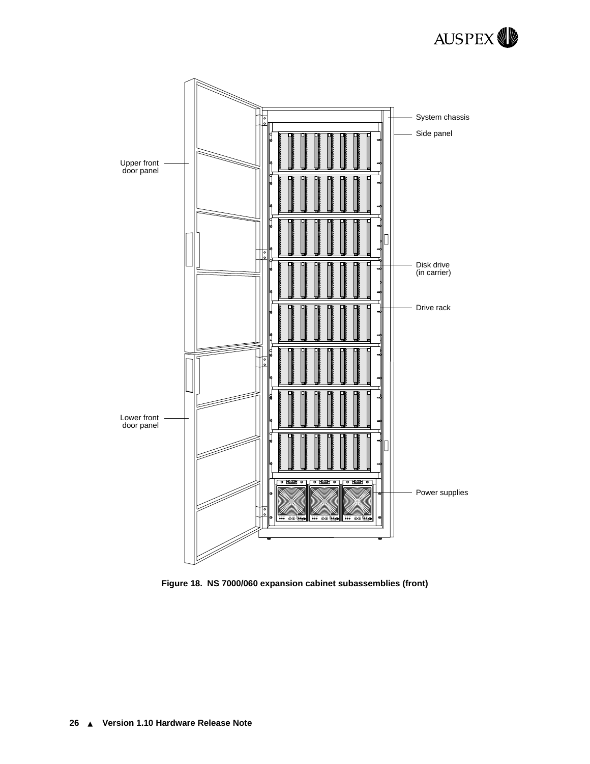Upper front door panel

Lower front door panel

System chassis

Side panel

Disk drive (in carrier)

Drive rack

Power supplies

**Figure 18. NS 7000/060 expansion cabinet subassemblies (front)**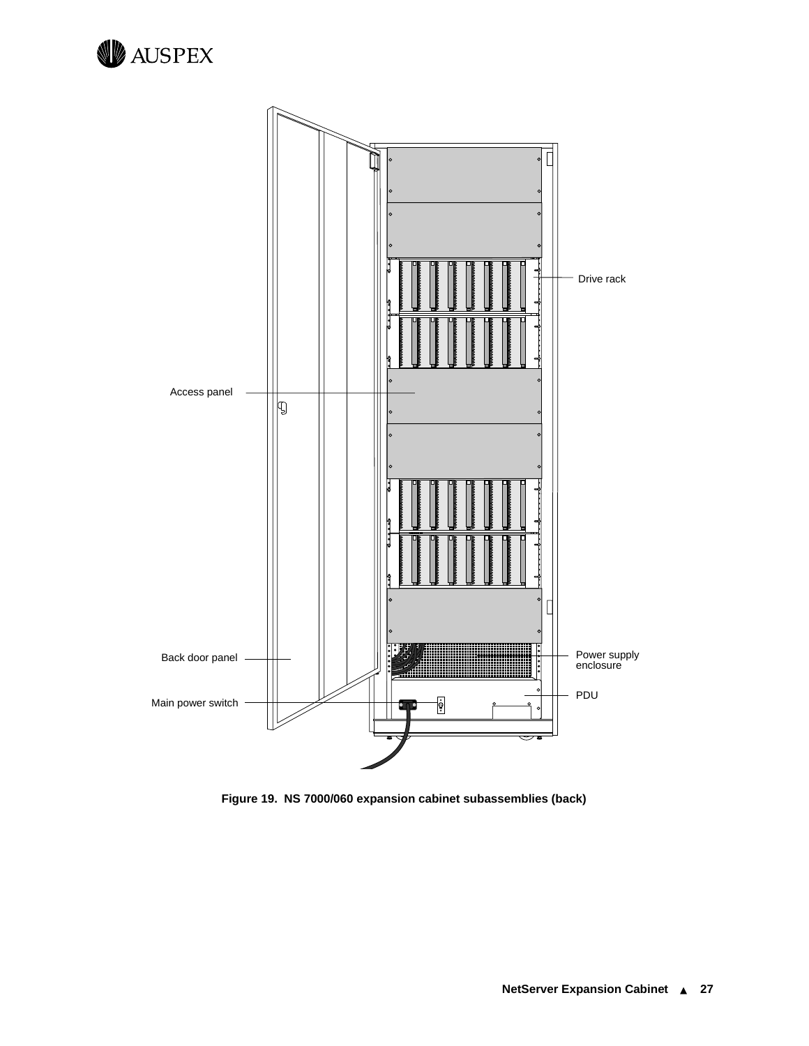Drive rack

Access panel

Back door panel

Main power switch

Power supply enclosure

PDU

**Figure 19. NS 7000/060 expansion cabinet subassemblies (back)**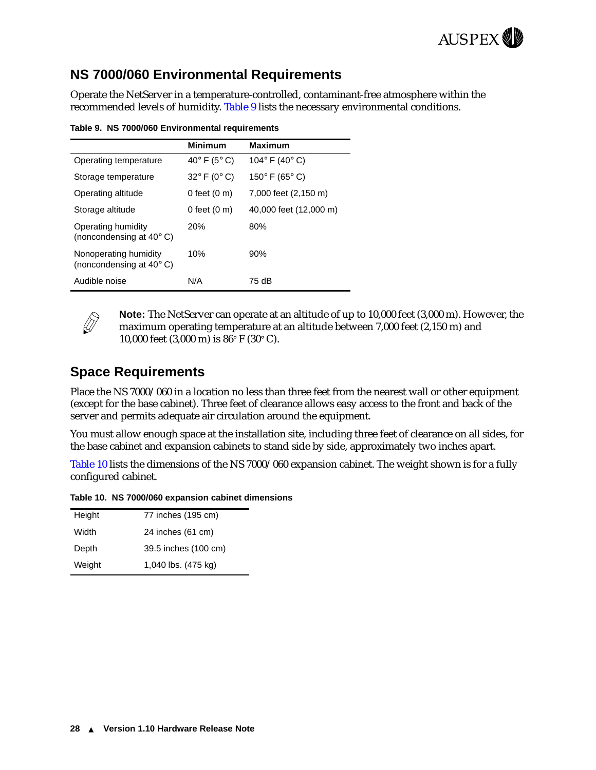## NS 7000/060 Environmental Requirements

Operate the NetServer in a temperature-controlled, contaminant-free atmosphere within the recommended levels of humidity. Table 9 lists the necessary environmental conditions.

**Table 9. NS 7000/060 Environmental requirements**

| | Minimum | Maximum |
|---|---|---|
| Operating temperature | 40° F (5° C) | 104° F (40° C) |
| Storage temperature | 32° F (0° C) | 150° F (65° C) |
| Operating altitude | 0 feet (0 m) | 7,000 feet (2,150 m) |
| Storage altitude | 0 feet (0 m) | 40,000 feet (12,000 m) |
| Operating humidity (noncondensing at 40° C) | 20% | 80% |
| Nonoperating humidity (noncondensing at 40° C) | 10% | 90% |
| Audible noise | N/A | 75 dB |

**Note:** The NetServer can operate at an altitude of up to 10,000 feet (3,000 m). However, the maximum operating temperature at an altitude between 7,000 feet (2,150 m) and 10,000 feet (3,000 m) is 86° F (30° C).

## Space Requirements

Place the NS 7000/060 in a location no less than three feet from the nearest wall or other equipment (except for the base cabinet). Three feet of clearance allows easy access to the front and back of the server and permits adequate air circulation around the equipment.

You must allow enough space at the installation site, including three feet of clearance on all sides, for the base cabinet and expansion cabinets to stand side by side, approximately two inches apart.

Table 10 lists the dimensions of the NS 7000/060 expansion cabinet. The weight shown is for a fully configured cabinet.

**Table 10. NS 7000/060 expansion cabinet dimensions**

| | |
|---|---|
| Height | 77 inches (195 cm) |
| Width | 24 inches (61 cm) |
| Depth | 39.5 inches (100 cm) |
| Weight | 1,040 lbs. (475 kg) |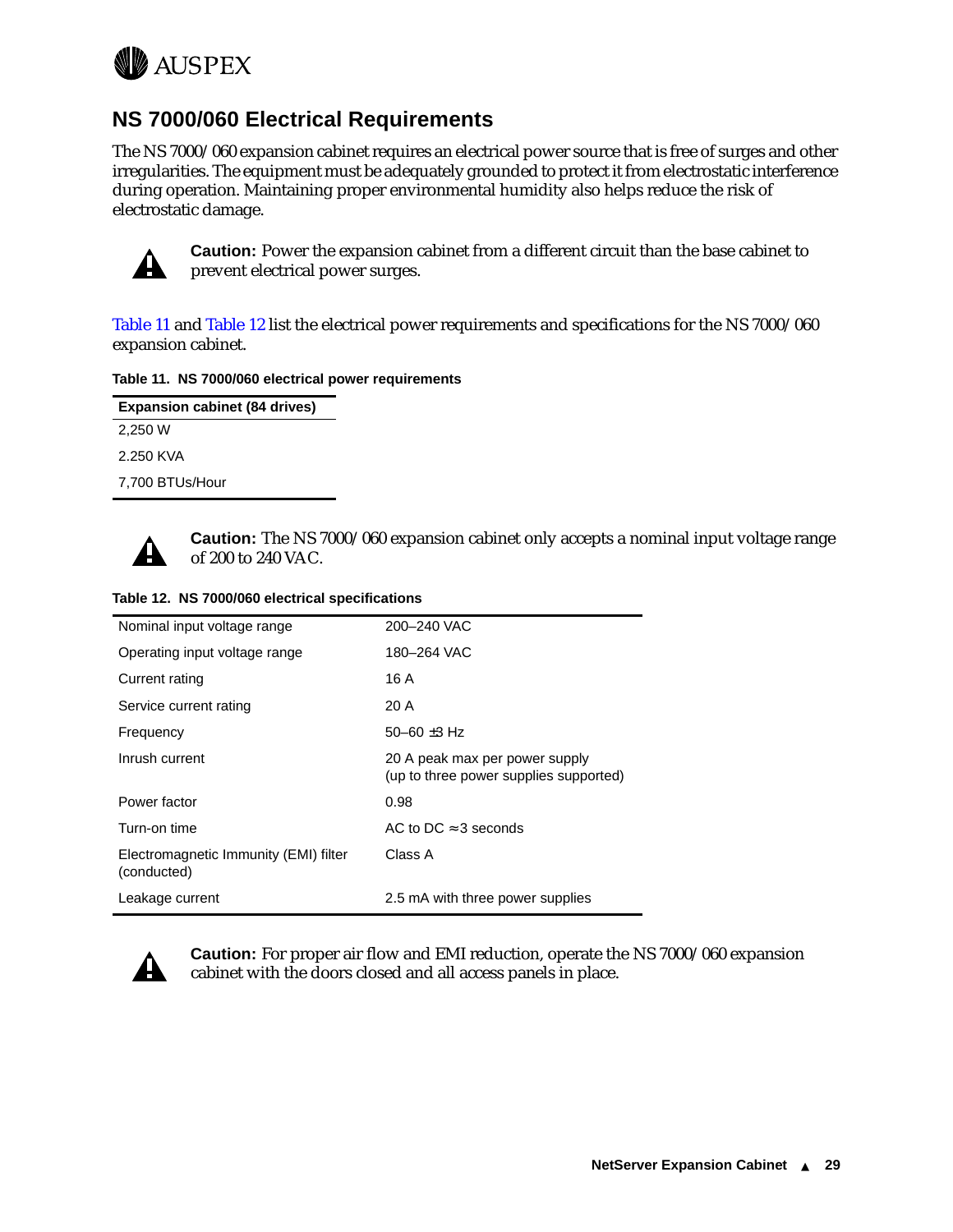## NS 7000/060 Electrical Requirements

The NS 7000/060 expansion cabinet requires an electrical power source that is free of surges and other irregularities. The equipment must be adequately grounded to protect it from electrostatic interference during operation. Maintaining proper environmental humidity also helps reduce the risk of electrostatic damage.

**Caution:** Power the expansion cabinet from a different circuit than the base cabinet to prevent electrical power surges.

Table 11 and Table 12 list the electrical power requirements and specifications for the NS 7000/060 expansion cabinet.

**Table 11. NS 7000/060 electrical power requirements**

| Expansion cabinet (84 drives) |
|---|
| 2,250 W |
| 2.250 KVA |
| 7,700 BTUs/Hour |

**Caution:** The NS 7000/060 expansion cabinet only accepts a nominal input voltage range of 200 to 240 VAC.

**Table 12. NS 7000/060 electrical specifications**

| | |
|---|---|
| Nominal input voltage range | 200–240 VAC |
| Operating input voltage range | 180–264 VAC |
| Current rating | 16 A |
| Service current rating | 20 A |
| Frequency | 50–60 ±3 Hz |
| Inrush current | 20 A peak max per power supply (up to three power supplies supported) |
| Power factor | 0.98 |
| Turn-on time | AC to DC ≈3 seconds |
| Electromagnetic Immunity (EMI) filter (conducted) | Class A |
| Leakage current | 2.5 mA with three power supplies |

**Caution:** For proper air flow and EMI reduction, operate the NS 7000/060 expansion cabinet with the doors closed and all access panels in place.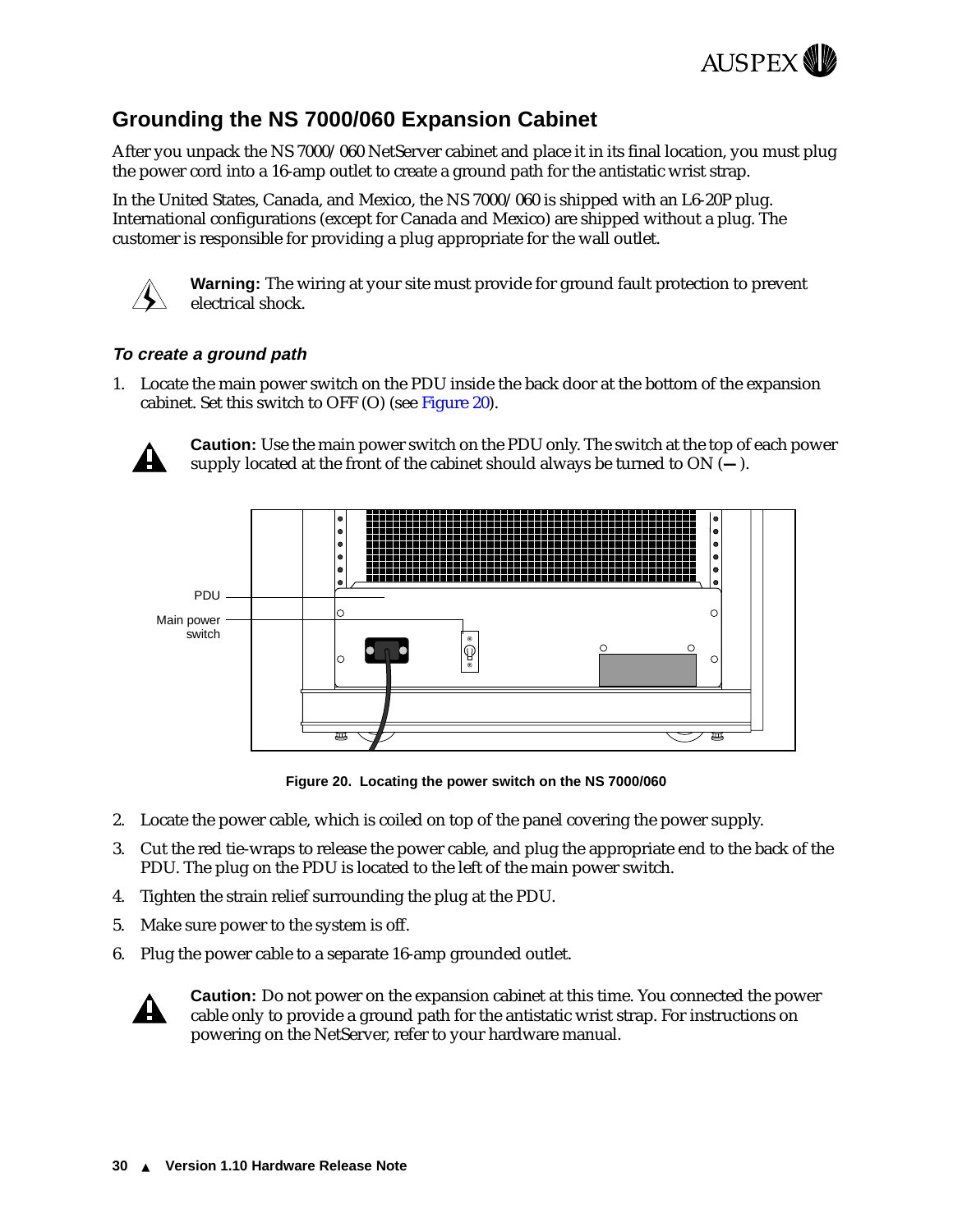## Grounding the NS 7000/060 Expansion Cabinet

After you unpack the NS 7000/060 NetServer cabinet and place it in its final location, you must plug the power cord into a 16-amp outlet to create a ground path for the antistatic wrist strap.

In the United States, Canada, and Mexico, the NS 7000/060 is shipped with an L6-20P plug. International configurations (except for Canada and Mexico) are shipped without a plug. The customer is responsible for providing a plug appropriate for the wall outlet.

**Warning:** The wiring at your site must provide for ground fault protection to prevent electrical shock.

### *To create a ground path*

1. Locate the main power switch on the PDU inside the back door at the bottom of the expansion cabinet. Set this switch to OFF (O) (see Figure 20).

**Caution:** Use the main power switch on the PDU only. The switch at the top of each power supply located at the front of the cabinet should always be turned to ON (**—** ).

PDU

Main power switch

**Figure 20. Locating the power switch on the NS 7000/060**

2. Locate the power cable, which is coiled on top of the panel covering the power supply.
3. Cut the red tie-wraps to release the power cable, and plug the appropriate end to the back of the PDU. The plug on the PDU is located to the left of the main power switch.
4. Tighten the strain relief surrounding the plug at the PDU.
5. Make sure power to the system is off.
6. Plug the power cable to a separate 16-amp grounded outlet.

**Caution:** Do not power on the expansion cabinet at this time. You connected the power cable only to provide a ground path for the antistatic wrist strap. For instructions on powering on the NetServer, refer to your hardware manual.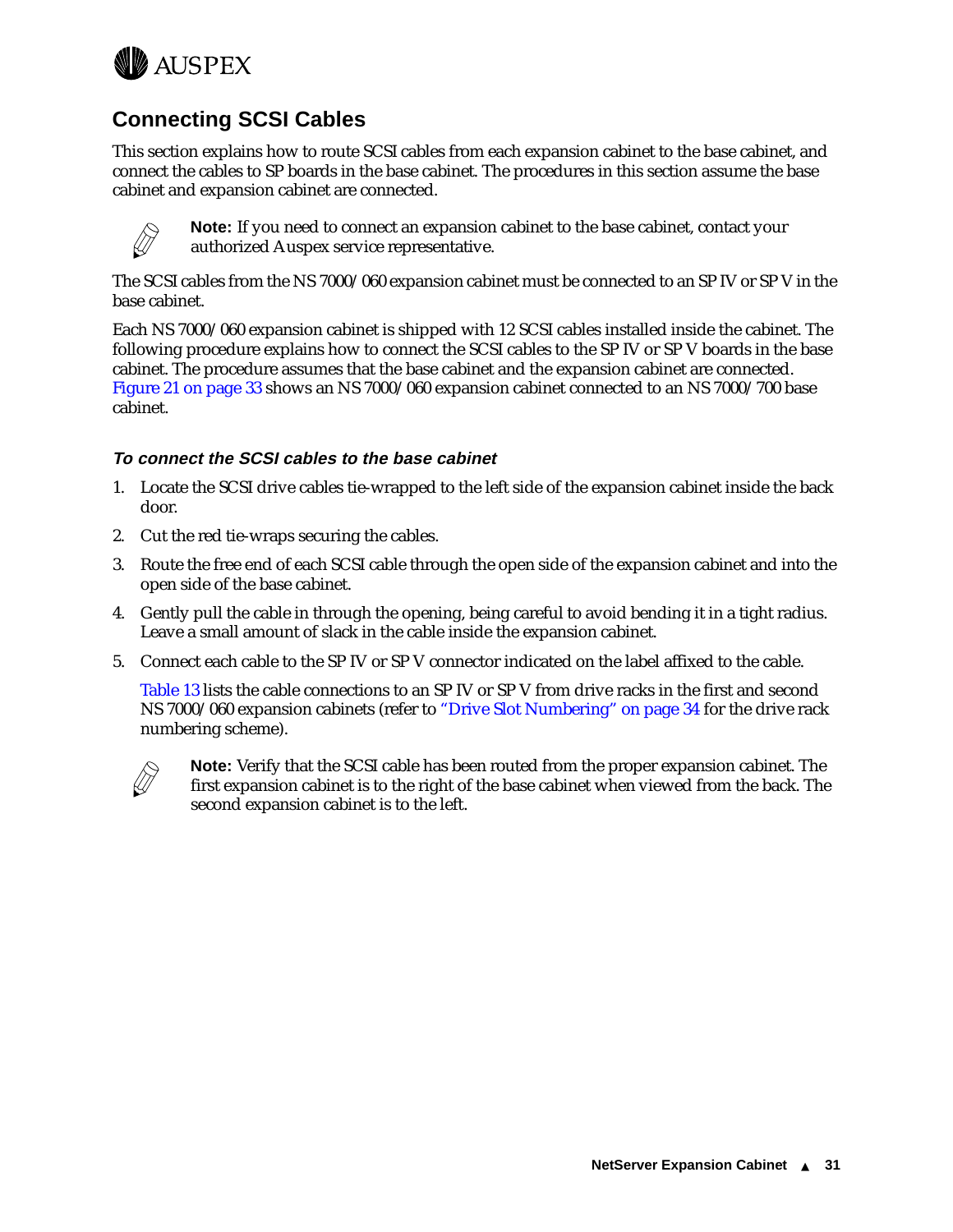## Connecting SCSI Cables

This section explains how to route SCSI cables from each expansion cabinet to the base cabinet, and connect the cables to SP boards in the base cabinet. The procedures in this section assume the base cabinet and expansion cabinet are connected.

**Note:** If you need to connect an expansion cabinet to the base cabinet, contact your authorized Auspex service representative.

The SCSI cables from the NS 7000/060 expansion cabinet must be connected to an SP IV or SP V in the base cabinet.

Each NS 7000/060 expansion cabinet is shipped with 12 SCSI cables installed inside the cabinet. The following procedure explains how to connect the SCSI cables to the SP IV or SP V boards in the base cabinet. The procedure assumes that the base cabinet and the expansion cabinet are connected. Figure 21 on page 33 shows an NS 7000/060 expansion cabinet connected to an NS 7000/700 base cabinet.

### *To connect the SCSI cables to the base cabinet*

1. Locate the SCSI drive cables tie-wrapped to the left side of the expansion cabinet inside the back door.
2. Cut the red tie-wraps securing the cables.
3. Route the free end of each SCSI cable through the open side of the expansion cabinet and into the open side of the base cabinet.
4. Gently pull the cable in through the opening, being careful to avoid bending it in a tight radius. Leave a small amount of slack in the cable inside the expansion cabinet.
5. Connect each cable to the SP IV or SP V connector indicated on the label affixed to the cable.

   Table 13 lists the cable connections to an SP IV or SP V from drive racks in the first and second NS 7000/060 expansion cabinets (refer to "Drive Slot Numbering" on page 34 for the drive rack numbering scheme).

   **Note:** Verify that the SCSI cable has been routed from the proper expansion cabinet. The first expansion cabinet is to the right of the base cabinet when viewed from the back. The second expansion cabinet is to the left.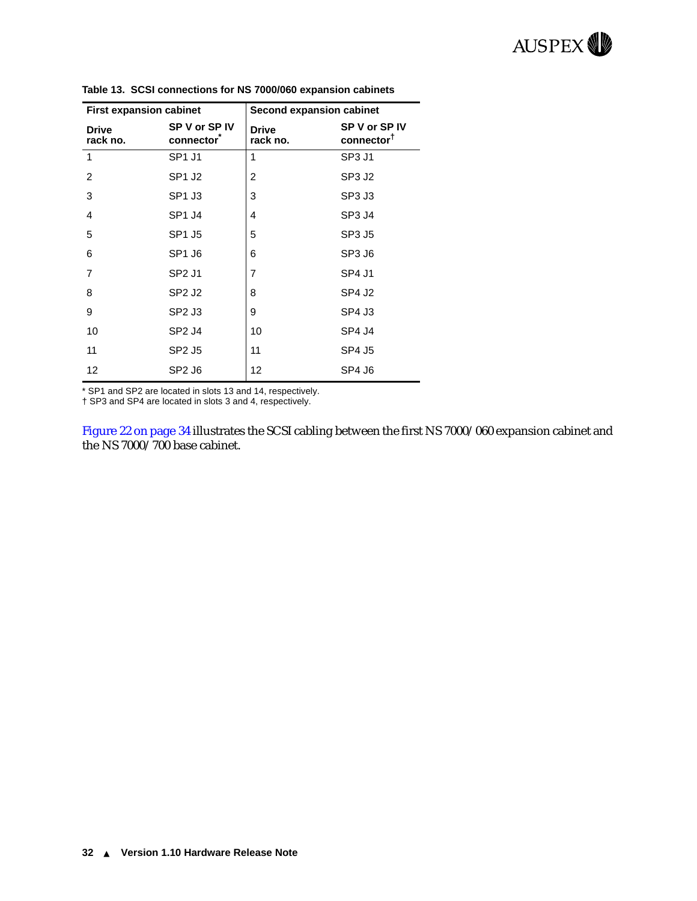**Table 13. SCSI connections for NS 7000/060 expansion cabinets**

| First expansion cabinet | | Second expansion cabinet | |
|---|---|---|---|
| **Drive rack no.** | **SP V or SP IV connector*** | **Drive rack no.** | **SP V or SP IV connector†** |
| 1 | SP1 J1 | 1 | SP3 J1 |
| 2 | SP1 J2 | 2 | SP3 J2 |
| 3 | SP1 J3 | 3 | SP3 J3 |
| 4 | SP1 J4 | 4 | SP3 J4 |
| 5 | SP1 J5 | 5 | SP3 J5 |
| 6 | SP1 J6 | 6 | SP3 J6 |
| 7 | SP2 J1 | 7 | SP4 J1 |
| 8 | SP2 J2 | 8 | SP4 J2 |
| 9 | SP2 J3 | 9 | SP4 J3 |
| 10 | SP2 J4 | 10 | SP4 J4 |
| 11 | SP2 J5 | 11 | SP4 J5 |
| 12 | SP2 J6 | 12 | SP4 J6 |

* SP1 and SP2 are located in slots 13 and 14, respectively.
† SP3 and SP4 are located in slots 3 and 4, respectively.

Figure 22 on page 34 illustrates the SCSI cabling between the first NS 7000/060 expansion cabinet and the NS 7000/700 base cabinet.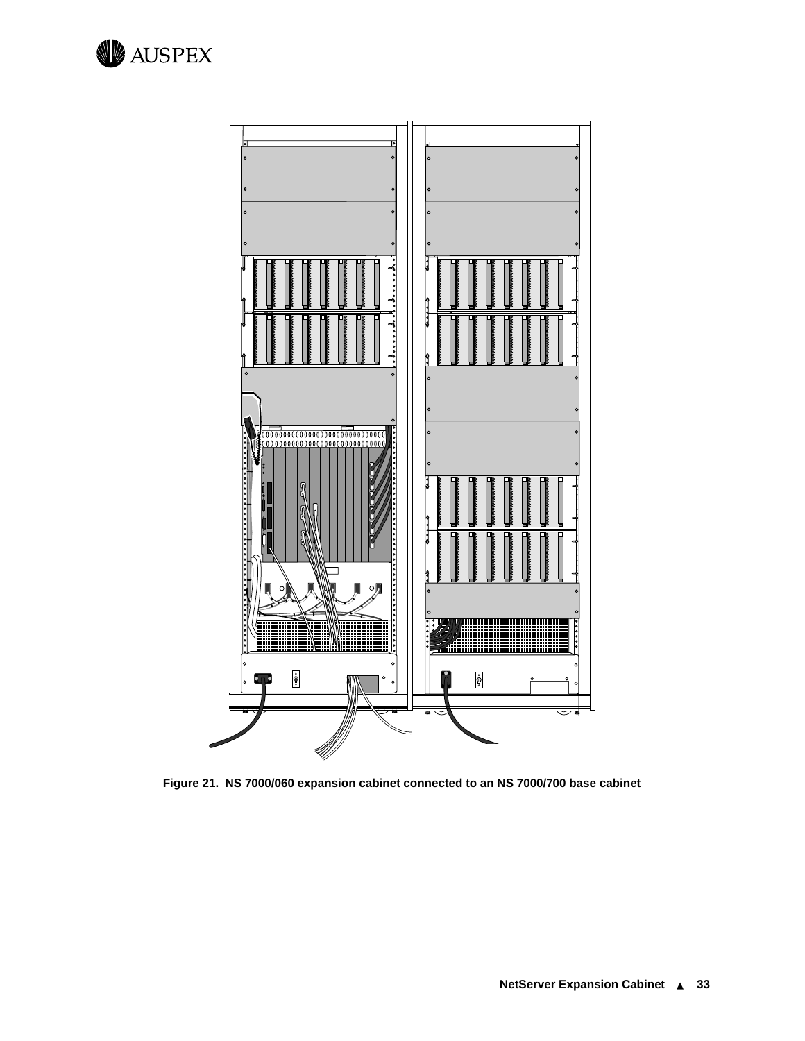**Figure 21. NS 7000/060 expansion cabinet connected to an NS 7000/700 base cabinet**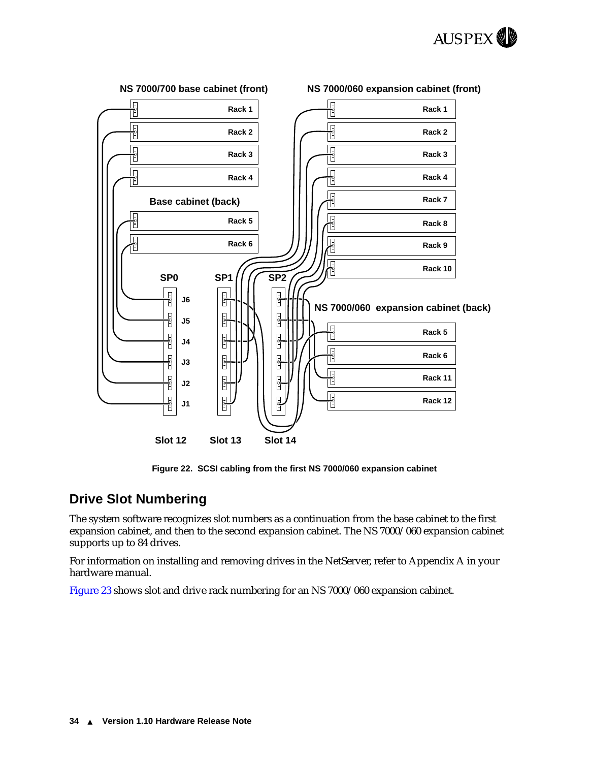Figure 22. SCSI cabling from the first NS 7000/060 expansion cabinet

## Drive Slot Numbering

The system software recognizes slot numbers as a continuation from the base cabinet to the first expansion cabinet, and then to the second expansion cabinet. The NS 7000/060 expansion cabinet supports up to 84 drives.

For information on installing and removing drives in the NetServer, refer to Appendix A in your hardware manual.

Figure 23 shows slot and drive rack numbering for an NS 7000/060 expansion cabinet.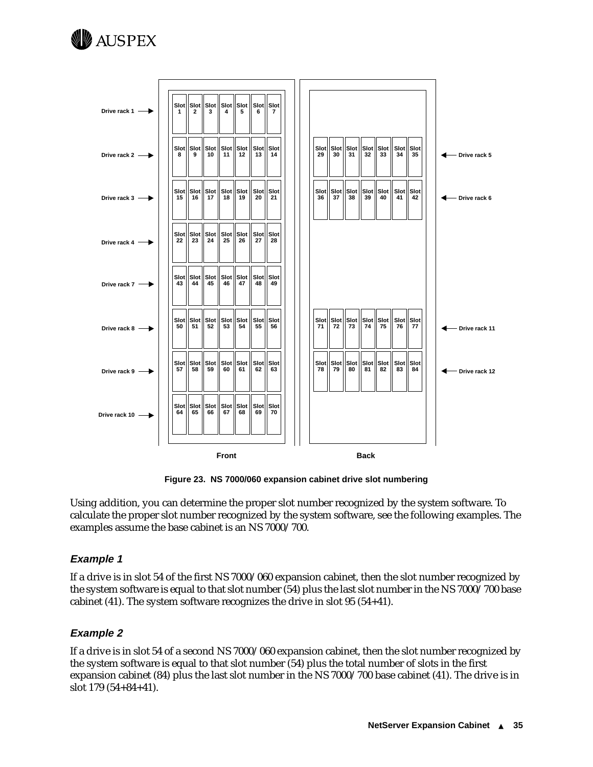| Drive rack | Front | | | | | | | Back | | | | | | | Drive rack |
|---|---|---|---|---|---|---|---|---|---|---|---|---|---|---|---|
| Drive rack 1 | Slot 1 | Slot 2 | Slot 3 | Slot 4 | Slot 5 | Slot 6 | Slot 7 | | | | | | | | |
| Drive rack 2 | Slot 8 | Slot 9 | Slot 10 | Slot 11 | Slot 12 | Slot 13 | Slot 14 | Slot 29 | Slot 30 | Slot 31 | Slot 32 | Slot 33 | Slot 34 | Slot 35 | Drive rack 5 |
| Drive rack 3 | Slot 15 | Slot 16 | Slot 17 | Slot 18 | Slot 19 | Slot 20 | Slot 21 | Slot 36 | Slot 37 | Slot 38 | Slot 39 | Slot 40 | Slot 41 | Slot 42 | Drive rack 6 |
| Drive rack 4 | Slot 22 | Slot 23 | Slot 24 | Slot 25 | Slot 26 | Slot 27 | Slot 28 | | | | | | | | |
| Drive rack 7 | Slot 43 | Slot 44 | Slot 45 | Slot 46 | Slot 47 | Slot 48 | Slot 49 | | | | | | | | |
| Drive rack 8 | Slot 50 | Slot 51 | Slot 52 | Slot 53 | Slot 54 | Slot 55 | Slot 56 | Slot 71 | Slot 72 | Slot 73 | Slot 74 | Slot 75 | Slot 76 | Slot 77 | Drive rack 11 |
| Drive rack 9 | Slot 57 | Slot 58 | Slot 59 | Slot 60 | Slot 61 | Slot 62 | Slot 63 | Slot 78 | Slot 79 | Slot 80 | Slot 81 | Slot 82 | Slot 83 | Slot 84 | Drive rack 12 |
| Drive rack 10 | Slot 64 | Slot 65 | Slot 66 | Slot 67 | Slot 68 | Slot 69 | Slot 70 | | | | | | | | |

**Figure 23. NS 7000/060 expansion cabinet drive slot numbering**

Using addition, you can determine the proper slot number recognized by the system software. To calculate the proper slot number recognized by the system software, see the following examples. The examples assume the base cabinet is an NS 7000/700.

### *Example 1*

If a drive is in slot 54 of the first NS 7000/060 expansion cabinet, then the slot number recognized by the system software is equal to that slot number (54) plus the last slot number in the NS 7000/700 base cabinet (41). The system software recognizes the drive in slot 95 (54+41).

### *Example 2*

If a drive is in slot 54 of a second NS 7000/060 expansion cabinet, then the slot number recognized by the system software is equal to that slot number (54) plus the total number of slots in the first expansion cabinet (84) plus the last slot number in the NS 7000/700 base cabinet (41). The drive is in slot 179 (54+84+41).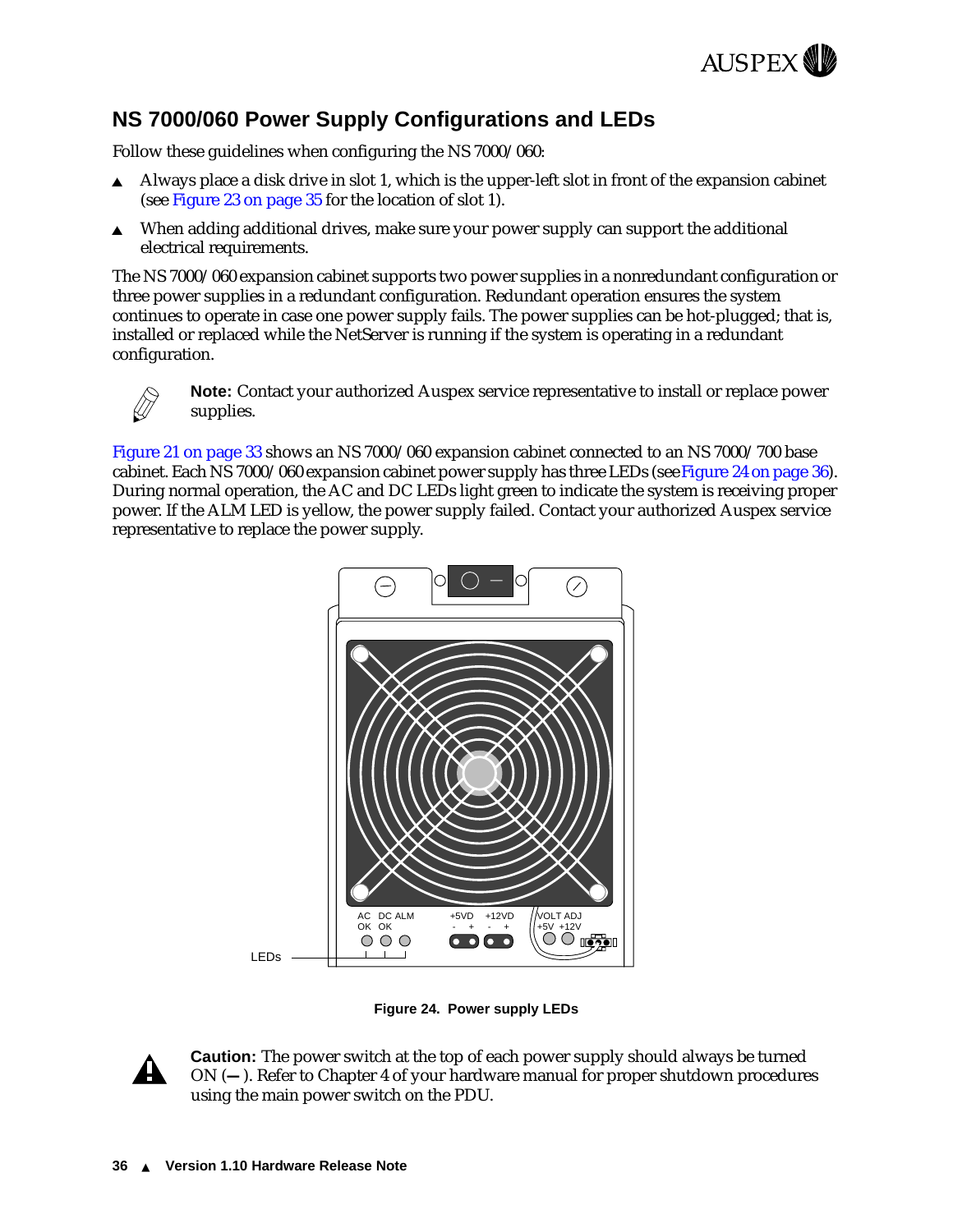## NS 7000/060 Power Supply Configurations and LEDs

Follow these guidelines when configuring the NS 7000/060:

- Always place a disk drive in slot 1, which is the upper-left slot in front of the expansion cabinet (see Figure 23 on page 35 for the location of slot 1).
- When adding additional drives, make sure your power supply can support the additional electrical requirements.

The NS 7000/060 expansion cabinet supports two power supplies in a nonredundant configuration or three power supplies in a redundant configuration. Redundant operation ensures the system continues to operate in case one power supply fails. The power supplies can be hot-plugged; that is, installed or replaced while the NetServer is running if the system is operating in a redundant configuration.

**Note:** Contact your authorized Auspex service representative to install or replace power supplies.

Figure 21 on page 33 shows an NS 7000/060 expansion cabinet connected to an NS 7000/700 base cabinet. Each NS 7000/060 expansion cabinet power supply has three LEDs (see Figure 24 on page 36). During normal operation, the AC and DC LEDs light green to indicate the system is receiving proper power. If the ALM LED is yellow, the power supply failed. Contact your authorized Auspex service representative to replace the power supply.

**Figure 24. Power supply LEDs**

**Caution:** The power switch at the top of each power supply should always be turned ON (**—** ). Refer to Chapter 4 of your hardware manual for proper shutdown procedures using the main power switch on the PDU.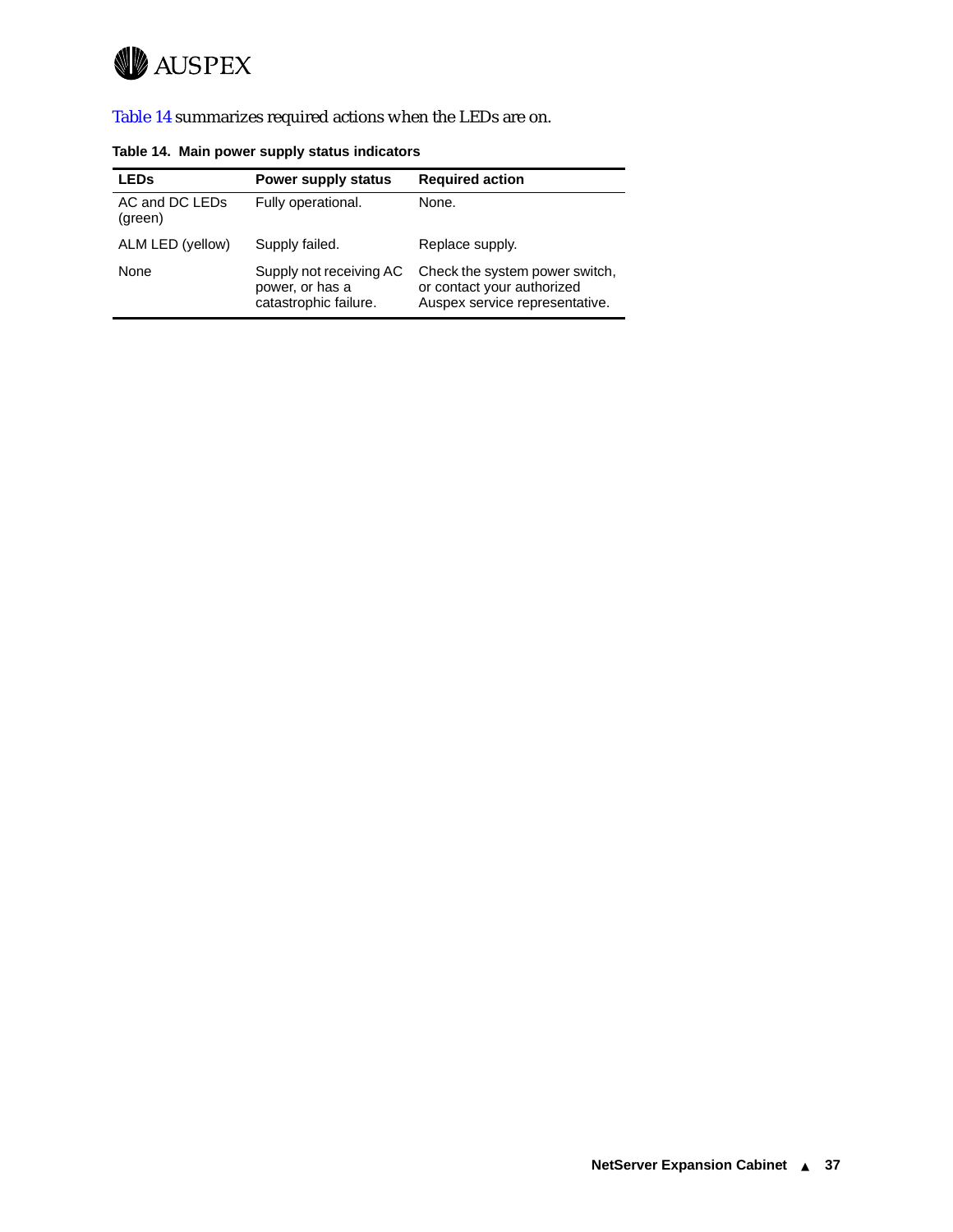Table 14 summarizes required actions when the LEDs are on.

**Table 14. Main power supply status indicators**

| LEDs | Power supply status | Required action |
| --- | --- | --- |
| AC and DC LEDs (green) | Fully operational. | None. |
| ALM LED (yellow) | Supply failed. | Replace supply. |
| None | Supply not receiving AC power, or has a catastrophic failure. | Check the system power switch, or contact your authorized Auspex service representative. |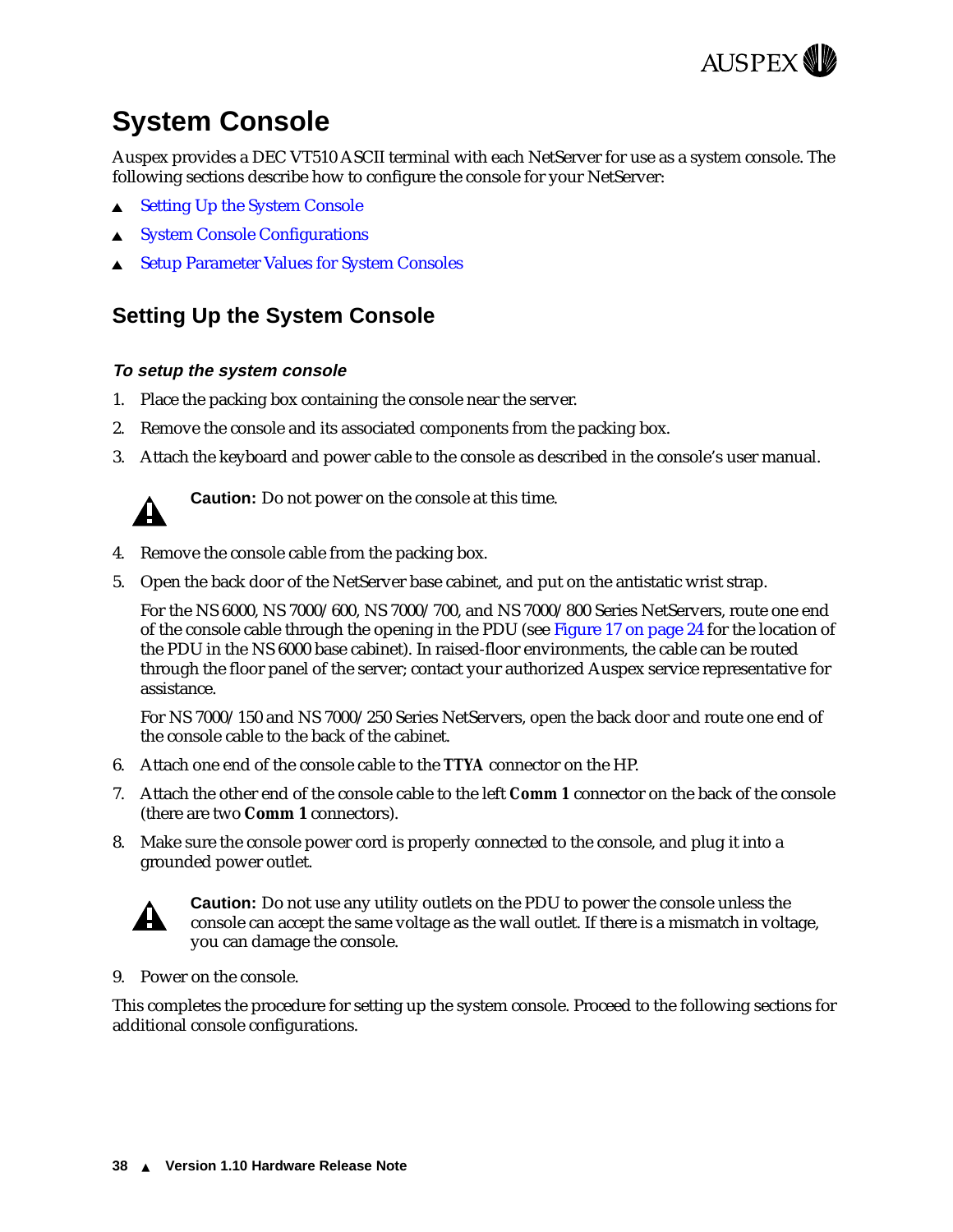# System Console

Auspex provides a DEC VT510 ASCII terminal with each NetServer for use as a system console. The following sections describe how to configure the console for your NetServer:

- Setting Up the System Console
- System Console Configurations
- Setup Parameter Values for System Consoles

## Setting Up the System Console

### *To setup the system console*

1. Place the packing box containing the console near the server.
2. Remove the console and its associated components from the packing box.
3. Attach the keyboard and power cable to the console as described in the console's user manual.

   **Caution:** Do not power on the console at this time.

4. Remove the console cable from the packing box.
5. Open the back door of the NetServer base cabinet, and put on the antistatic wrist strap.

   For the NS 6000, NS 7000/600, NS 7000/700, and NS 7000/800 Series NetServers, route one end of the console cable through the opening in the PDU (see Figure 17 on page 24 for the location of the PDU in the NS 6000 base cabinet). In raised-floor environments, the cable can be routed through the floor panel of the server; contact your authorized Auspex service representative for assistance.

   For NS 7000/150 and NS 7000/250 Series NetServers, open the back door and route one end of the console cable to the back of the cabinet.

6. Attach one end of the console cable to the **TTYA** connector on the HP.
7. Attach the other end of the console cable to the left **Comm 1** connector on the back of the console (there are two **Comm 1** connectors).
8. Make sure the console power cord is properly connected to the console, and plug it into a grounded power outlet.

   **Caution:** Do not use any utility outlets on the PDU to power the console unless the console can accept the same voltage as the wall outlet. If there is a mismatch in voltage, you can damage the console.

9. Power on the console.

This completes the procedure for setting up the system console. Proceed to the following sections for additional console configurations.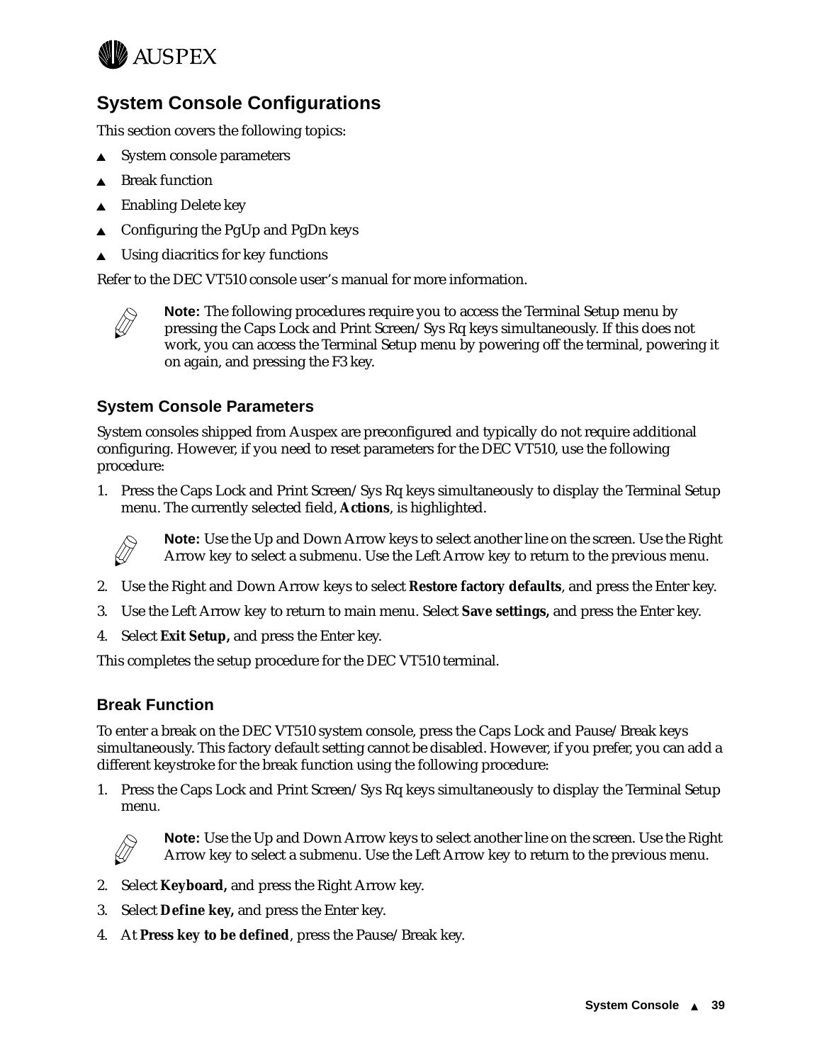## System Console Configurations

This section covers the following topics:

- System console parameters
- Break function
- Enabling Delete key
- Configuring the PgUp and PgDn keys
- Using diacritics for key functions

Refer to the DEC VT510 console user's manual for more information.

> **Note:** The following procedures require you to access the Terminal Setup menu by pressing the Caps Lock and Print Screen/Sys Rq keys simultaneously. If this does not work, you can access the Terminal Setup menu by powering off the terminal, powering it on again, and pressing the F3 key.

### System Console Parameters

System consoles shipped from Auspex are preconfigured and typically do not require additional configuring. However, if you need to reset parameters for the DEC VT510, use the following procedure:

1. Press the Caps Lock and Print Screen/Sys Rq keys simultaneously to display the Terminal Setup menu. The currently selected field, **Actions**, is highlighted.

   > **Note:** Use the Up and Down Arrow keys to select another line on the screen. Use the Right Arrow key to select a submenu. Use the Left Arrow key to return to the previous menu.

2. Use the Right and Down Arrow keys to select **Restore factory defaults**, and press the Enter key.
3. Use the Left Arrow key to return to main menu. Select **Save settings,** and press the Enter key.
4. Select **Exit Setup,** and press the Enter key.

This completes the setup procedure for the DEC VT510 terminal.

### Break Function

To enter a break on the DEC VT510 system console, press the Caps Lock and Pause/Break keys simultaneously. This factory default setting cannot be disabled. However, if you prefer, you can add a different keystroke for the break function using the following procedure:

1. Press the Caps Lock and Print Screen/Sys Rq keys simultaneously to display the Terminal Setup menu.

   > **Note:** Use the Up and Down Arrow keys to select another line on the screen. Use the Right Arrow key to select a submenu. Use the Left Arrow key to return to the previous menu.

2. Select **Keyboard,** and press the Right Arrow key.
3. Select **Define key,** and press the Enter key.
4. At **Press key to be defined**, press the Pause/Break key.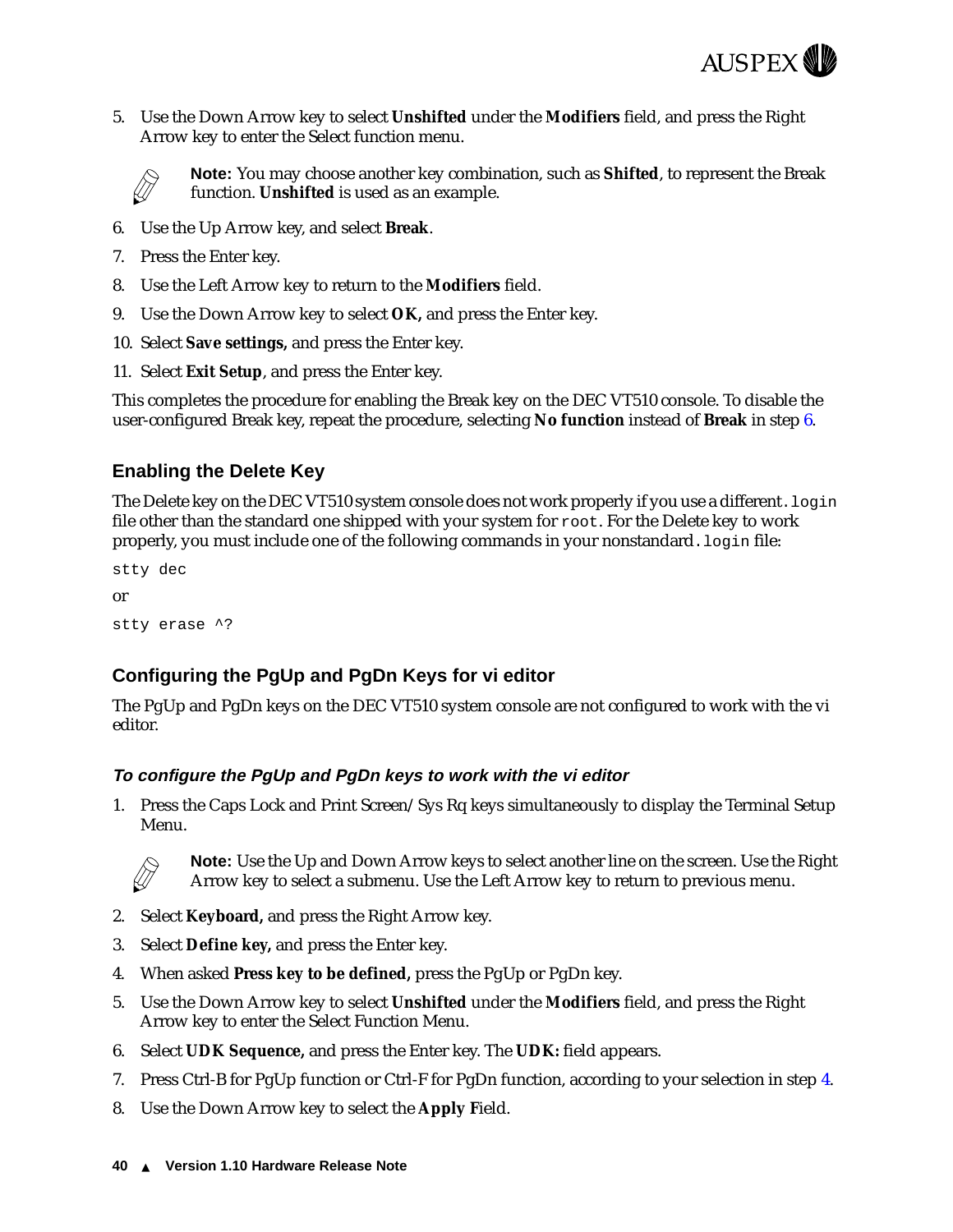5. Use the Down Arrow key to select **Unshifted** under the **Modifiers** field, and press the Right Arrow key to enter the Select function menu.

   **Note:** You may choose another key combination, such as **Shifted**, to represent the Break function. **Unshifted** is used as an example.

6. Use the Up Arrow key, and select **Break**.
7. Press the Enter key.
8. Use the Left Arrow key to return to the **Modifiers** field.
9. Use the Down Arrow key to select **OK,** and press the Enter key.
10. Select **Save settings,** and press the Enter key.
11. Select **Exit Setup**, and press the Enter key.

This completes the procedure for enabling the Break key on the DEC VT510 console. To disable the user-configured Break key, repeat the procedure, selecting **No function** instead of **Break** in step 6.

## Enabling the Delete Key

The Delete key on the DEC VT510 system console does not work properly if you use a different `.login` file other than the standard one shipped with your system for `root`. For the Delete key to work properly, you must include one of the following commands in your nonstandard `.login` file:

```
stty dec
```

or

```
stty erase ^?
```

## Configuring the PgUp and PgDn Keys for vi editor

The PgUp and PgDn keys on the DEC VT510 system console are not configured to work with the vi editor.

### *To configure the PgUp and PgDn keys to work with the vi editor*

1. Press the Caps Lock and Print Screen/Sys Rq keys simultaneously to display the Terminal Setup Menu.

   **Note:** Use the Up and Down Arrow keys to select another line on the screen. Use the Right Arrow key to select a submenu. Use the Left Arrow key to return to previous menu.

2. Select **Keyboard,** and press the Right Arrow key.
3. Select **Define key,** and press the Enter key.
4. When asked **Press key to be defined,** press the PgUp or PgDn key.
5. Use the Down Arrow key to select **Unshifted** under the **Modifiers** field, and press the Right Arrow key to enter the Select Function Menu.
6. Select **UDK Sequence,** and press the Enter key. The **UDK:** field appears.
7. Press Ctrl-B for PgUp function or Ctrl-F for PgDn function, according to your selection in step 4.
8. Use the Down Arrow key to select the **Apply F**ield.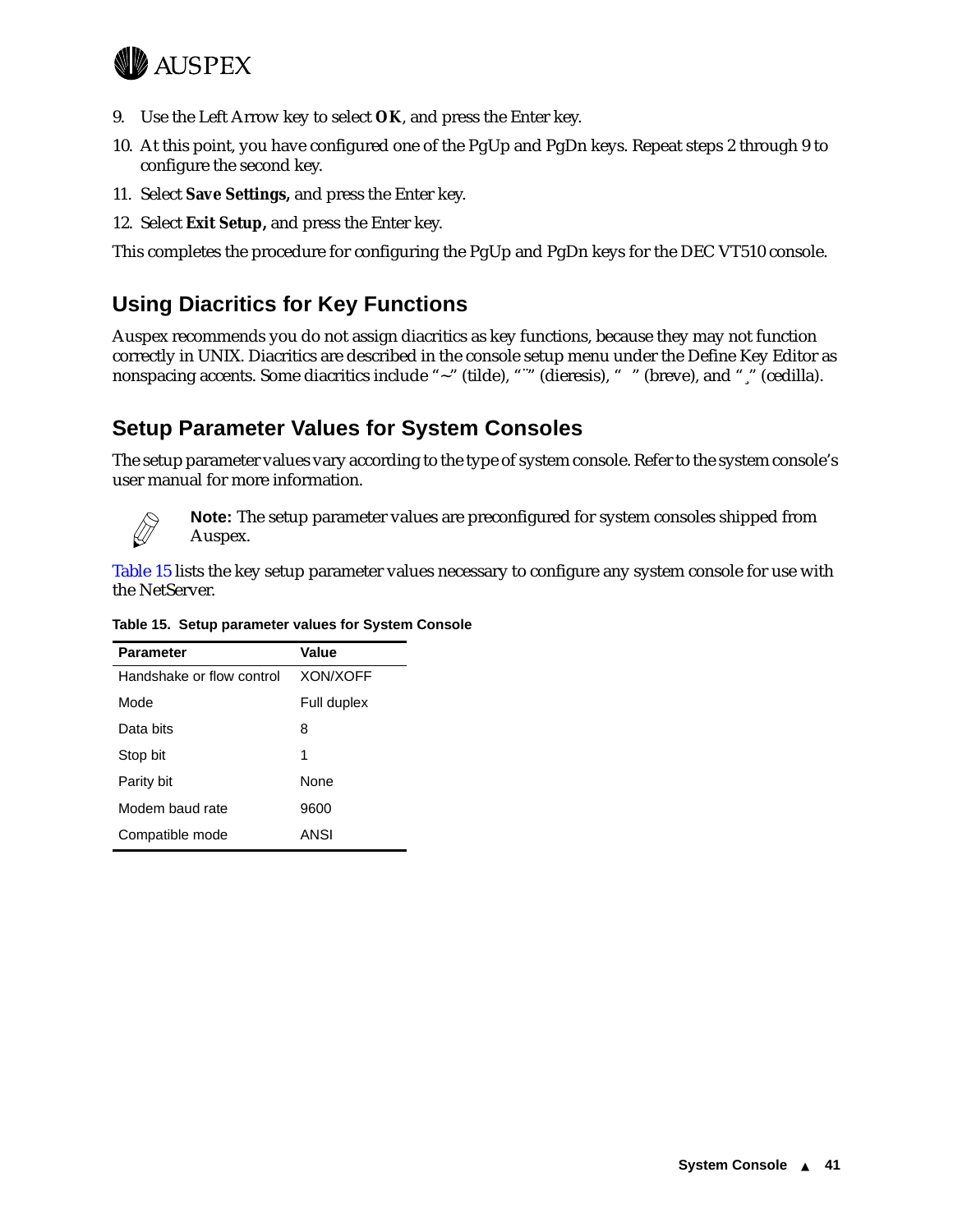9. Use the Left Arrow key to select **OK**, and press the Enter key.
10. At this point, you have configured one of the PgUp and PgDn keys. Repeat steps 2 through 9 to configure the second key.
11. Select **Save Settings,** and press the Enter key.
12. Select **Exit Setup,** and press the Enter key.

This completes the procedure for configuring the PgUp and PgDn keys for the DEC VT510 console.

## Using Diacritics for Key Functions

Auspex recommends you do not assign diacritics as key functions, because they may not function correctly in UNIX. Diacritics are described in the console setup menu under the Define Key Editor as nonspacing accents. Some diacritics include "~" (tilde), "¨" (dieresis), " ˘ " (breve), and "¸" (cedilla).

## Setup Parameter Values for System Consoles

The setup parameter values vary according to the type of system console. Refer to the system console's user manual for more information.

**Note:** The setup parameter values are preconfigured for system consoles shipped from Auspex.

Table 15 lists the key setup parameter values necessary to configure any system console for use with the NetServer.

**Table 15. Setup parameter values for System Console**

| Parameter | Value |
|---|---|
| Handshake or flow control | XON/XOFF |
| Mode | Full duplex |
| Data bits | 8 |
| Stop bit | 1 |
| Parity bit | None |
| Modem baud rate | 9600 |
| Compatible mode | ANSI |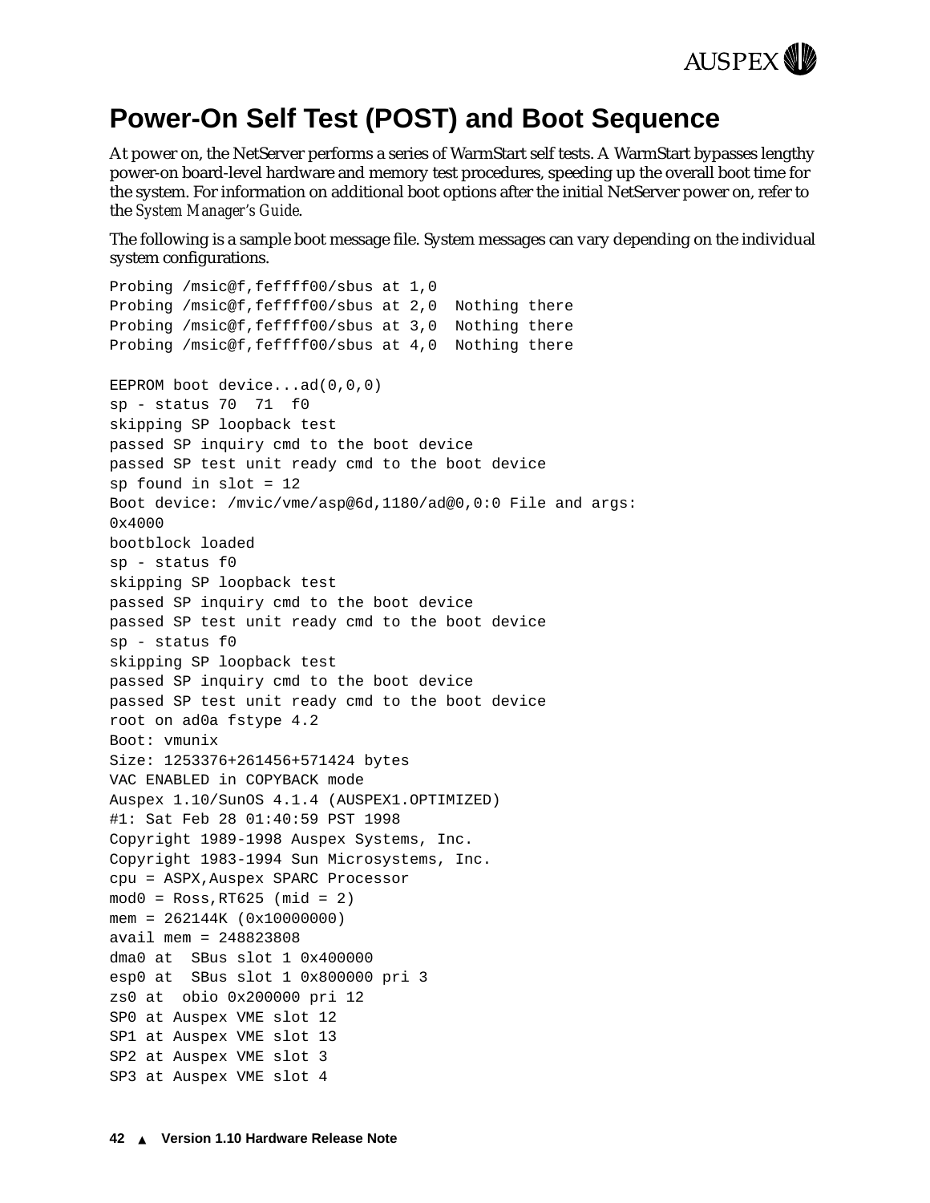# Power-On Self Test (POST) and Boot Sequence

At power on, the NetServer performs a series of WarmStart self tests. A WarmStart bypasses lengthy power-on board-level hardware and memory test procedures, speeding up the overall boot time for the system. For information on additional boot options after the initial NetServer power on, refer to the *System Manager's Guide*.

The following is a sample boot message file. System messages can vary depending on the individual system configurations.

```
Probing /msic@f,feffff00/sbus at 1,0
Probing /msic@f,feffff00/sbus at 2,0  Nothing there
Probing /msic@f,feffff00/sbus at 3,0  Nothing there
Probing /msic@f,feffff00/sbus at 4,0  Nothing there

EEPROM boot device...ad(0,0,0)
sp - status 70  71  f0
skipping SP loopback test
passed SP inquiry cmd to the boot device
passed SP test unit ready cmd to the boot device
sp found in slot = 12
Boot device: /mvic/vme/asp@6d,1180/ad@0,0:0 File and args:
0x4000
bootblock loaded
sp - status f0
skipping SP loopback test
passed SP inquiry cmd to the boot device
passed SP test unit ready cmd to the boot device
sp - status f0
skipping SP loopback test
passed SP inquiry cmd to the boot device
passed SP test unit ready cmd to the boot device
root on ad0a fstype 4.2
Boot: vmunix
Size: 1253376+261456+571424 bytes
VAC ENABLED in COPYBACK mode
Auspex 1.10/SunOS 4.1.4 (AUSPEX1.OPTIMIZED)
#1: Sat Feb 28 01:40:59 PST 1998
Copyright 1989-1998 Auspex Systems, Inc.
Copyright 1983-1994 Sun Microsystems, Inc.
cpu = ASPX,Auspex SPARC Processor
mod0 = Ross,RT625 (mid = 2)
mem = 262144K (0x10000000)
avail mem = 248823808
dma0 at  SBus slot 1 0x400000
esp0 at  SBus slot 1 0x800000 pri 3
zs0 at  obio 0x200000 pri 12
SP0 at Auspex VME slot 12
SP1 at Auspex VME slot 13
SP2 at Auspex VME slot 3
SP3 at Auspex VME slot 4
```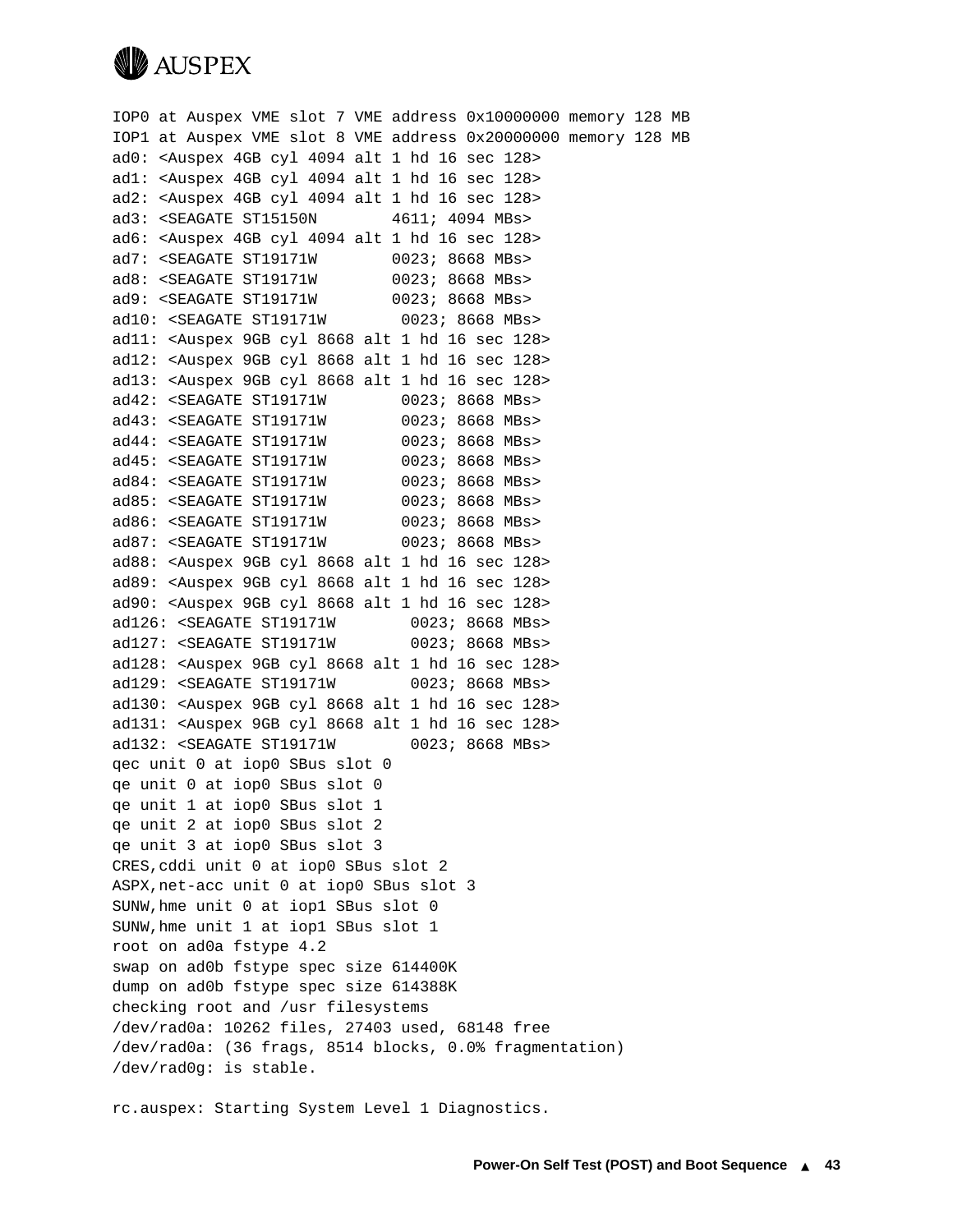```
IOP0 at Auspex VME slot 7 VME address 0x10000000 memory 128 MB
IOP1 at Auspex VME slot 8 VME address 0x20000000 memory 128 MB
ad0: <Auspex 4GB cyl 4094 alt 1 hd 16 sec 128>
ad1: <Auspex 4GB cyl 4094 alt 1 hd 16 sec 128>
ad2: <Auspex 4GB cyl 4094 alt 1 hd 16 sec 128>
ad3: <SEAGATE ST15150N        4611; 4094 MBs>
ad6: <Auspex 4GB cyl 4094 alt 1 hd 16 sec 128>
ad7: <SEAGATE ST19171W        0023; 8668 MBs>
ad8: <SEAGATE ST19171W        0023; 8668 MBs>
ad9: <SEAGATE ST19171W        0023; 8668 MBs>
ad10: <SEAGATE ST19171W        0023; 8668 MBs>
ad11: <Auspex 9GB cyl 8668 alt 1 hd 16 sec 128>
ad12: <Auspex 9GB cyl 8668 alt 1 hd 16 sec 128>
ad13: <Auspex 9GB cyl 8668 alt 1 hd 16 sec 128>
ad42: <SEAGATE ST19171W        0023; 8668 MBs>
ad43: <SEAGATE ST19171W        0023; 8668 MBs>
ad44: <SEAGATE ST19171W        0023; 8668 MBs>
ad45: <SEAGATE ST19171W        0023; 8668 MBs>
ad84: <SEAGATE ST19171W        0023; 8668 MBs>
ad85: <SEAGATE ST19171W        0023; 8668 MBs>
ad86: <SEAGATE ST19171W        0023; 8668 MBs>
ad87: <SEAGATE ST19171W        0023; 8668 MBs>
ad88: <Auspex 9GB cyl 8668 alt 1 hd 16 sec 128>
ad89: <Auspex 9GB cyl 8668 alt 1 hd 16 sec 128>
ad90: <Auspex 9GB cyl 8668 alt 1 hd 16 sec 128>
ad126: <SEAGATE ST19171W        0023; 8668 MBs>
ad127: <SEAGATE ST19171W        0023; 8668 MBs>
ad128: <Auspex 9GB cyl 8668 alt 1 hd 16 sec 128>
ad129: <SEAGATE ST19171W        0023; 8668 MBs>
ad130: <Auspex 9GB cyl 8668 alt 1 hd 16 sec 128>
ad131: <Auspex 9GB cyl 8668 alt 1 hd 16 sec 128>
ad132: <SEAGATE ST19171W        0023; 8668 MBs>
qec unit 0 at iop0 SBus slot 0
qe unit 0 at iop0 SBus slot 0
qe unit 1 at iop0 SBus slot 1
qe unit 2 at iop0 SBus slot 2
qe unit 3 at iop0 SBus slot 3
CRES,cddi unit 0 at iop0 SBus slot 2
ASPX,net-acc unit 0 at iop0 SBus slot 3
SUNW,hme unit 0 at iop1 SBus slot 0
SUNW,hme unit 1 at iop1 SBus slot 1
root on ad0a fstype 4.2
swap on ad0b fstype spec size 614400K
dump on ad0b fstype spec size 614388K
checking root and /usr filesystems
/dev/rad0a: 10262 files, 27403 used, 68148 free
/dev/rad0a: (36 frags, 8514 blocks, 0.0% fragmentation)
/dev/rad0g: is stable.

rc.auspex: Starting System Level 1 Diagnostics.
```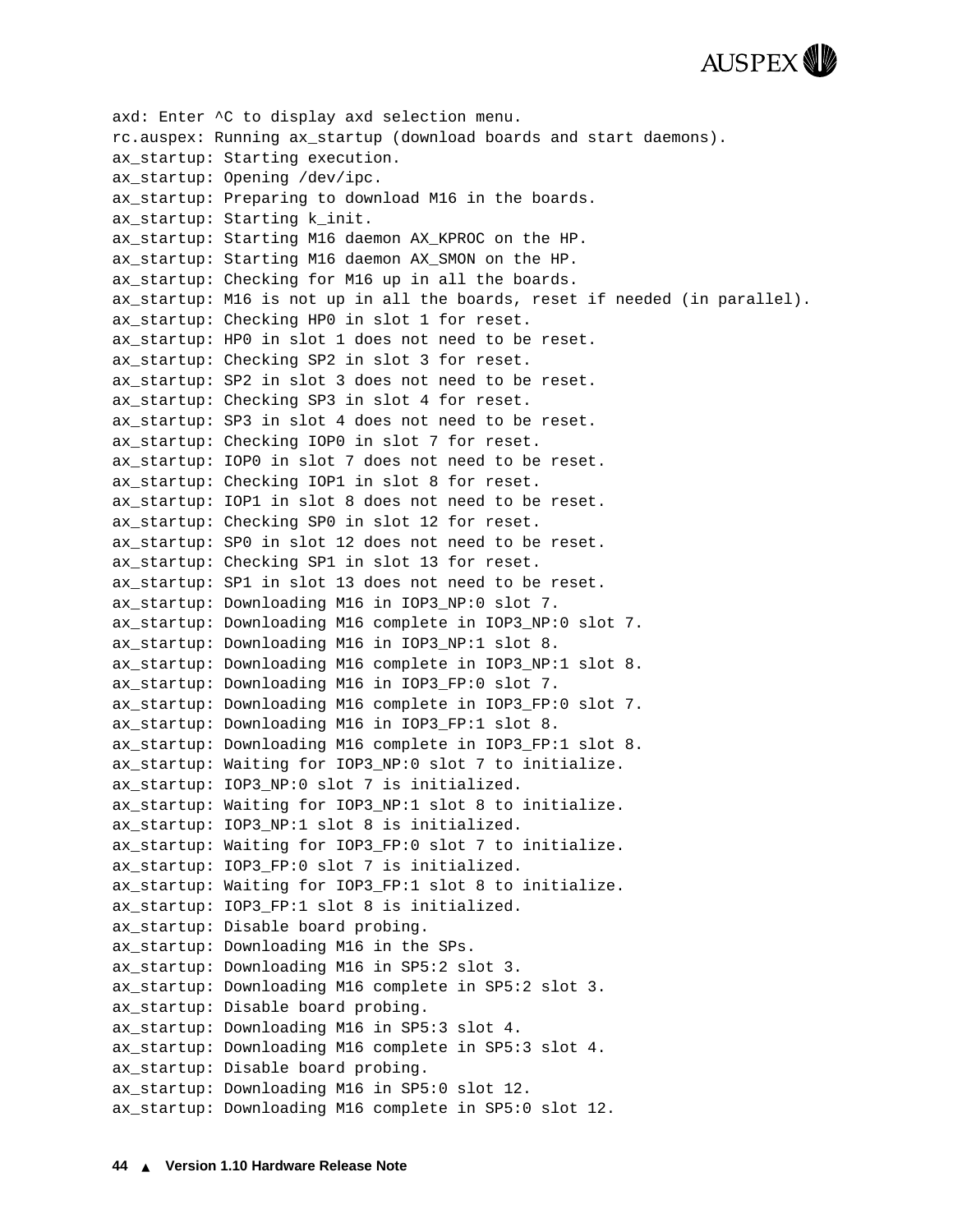```
axd: Enter ^C to display axd selection menu.
rc.auspex: Running ax_startup (download boards and start daemons).
ax_startup: Starting execution.
ax_startup: Opening /dev/ipc.
ax_startup: Preparing to download M16 in the boards.
ax_startup: Starting k_init.
ax_startup: Starting M16 daemon AX_KPROC on the HP.
ax_startup: Starting M16 daemon AX_SMON on the HP.
ax_startup: Checking for M16 up in all the boards.
ax_startup: M16 is not up in all the boards, reset if needed (in parallel).
ax_startup: Checking HP0 in slot 1 for reset.
ax_startup: HP0 in slot 1 does not need to be reset.
ax_startup: Checking SP2 in slot 3 for reset.
ax_startup: SP2 in slot 3 does not need to be reset.
ax_startup: Checking SP3 in slot 4 for reset.
ax_startup: SP3 in slot 4 does not need to be reset.
ax_startup: Checking IOP0 in slot 7 for reset.
ax_startup: IOP0 in slot 7 does not need to be reset.
ax_startup: Checking IOP1 in slot 8 for reset.
ax_startup: IOP1 in slot 8 does not need to be reset.
ax_startup: Checking SP0 in slot 12 for reset.
ax_startup: SP0 in slot 12 does not need to be reset.
ax_startup: Checking SP1 in slot 13 for reset.
ax_startup: SP1 in slot 13 does not need to be reset.
ax_startup: Downloading M16 in IOP3_NP:0 slot 7.
ax_startup: Downloading M16 complete in IOP3_NP:0 slot 7.
ax_startup: Downloading M16 in IOP3_NP:1 slot 8.
ax_startup: Downloading M16 complete in IOP3_NP:1 slot 8.
ax_startup: Downloading M16 in IOP3_FP:0 slot 7.
ax_startup: Downloading M16 complete in IOP3_FP:0 slot 7.
ax_startup: Downloading M16 in IOP3_FP:1 slot 8.
ax_startup: Downloading M16 complete in IOP3_FP:1 slot 8.
ax_startup: Waiting for IOP3_NP:0 slot 7 to initialize.
ax_startup: IOP3_NP:0 slot 7 is initialized.
ax_startup: Waiting for IOP3_NP:1 slot 8 to initialize.
ax_startup: IOP3_NP:1 slot 8 is initialized.
ax_startup: Waiting for IOP3_FP:0 slot 7 to initialize.
ax_startup: IOP3_FP:0 slot 7 is initialized.
ax_startup: Waiting for IOP3_FP:1 slot 8 to initialize.
ax_startup: IOP3_FP:1 slot 8 is initialized.
ax_startup: Disable board probing.
ax_startup: Downloading M16 in the SPs.
ax_startup: Downloading M16 in SP5:2 slot 3.
ax_startup: Downloading M16 complete in SP5:2 slot 3.
ax_startup: Disable board probing.
ax_startup: Downloading M16 in SP5:3 slot 4.
ax_startup: Downloading M16 complete in SP5:3 slot 4.
ax_startup: Disable board probing.
ax_startup: Downloading M16 in SP5:0 slot 12.
ax_startup: Downloading M16 complete in SP5:0 slot 12.
```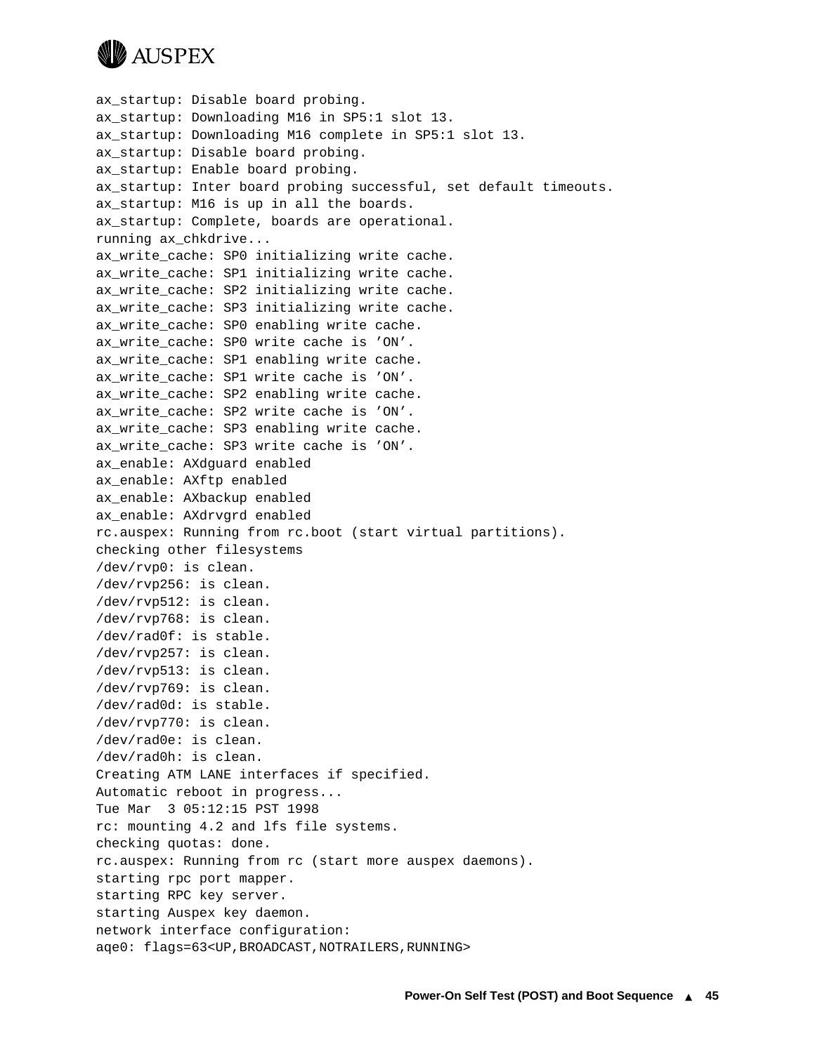```
ax_startup: Disable board probing.
ax_startup: Downloading M16 in SP5:1 slot 13.
ax_startup: Downloading M16 complete in SP5:1 slot 13.
ax_startup: Disable board probing.
ax_startup: Enable board probing.
ax_startup: Inter board probing successful, set default timeouts.
ax_startup: M16 is up in all the boards.
ax_startup: Complete, boards are operational.
running ax_chkdrive...
ax_write_cache: SP0 initializing write cache.
ax_write_cache: SP1 initializing write cache.
ax_write_cache: SP2 initializing write cache.
ax_write_cache: SP3 initializing write cache.
ax_write_cache: SP0 enabling write cache.
ax_write_cache: SP0 write cache is ’ON’.
ax_write_cache: SP1 enabling write cache.
ax_write_cache: SP1 write cache is ’ON’.
ax_write_cache: SP2 enabling write cache.
ax_write_cache: SP2 write cache is ’ON’.
ax_write_cache: SP3 enabling write cache.
ax_write_cache: SP3 write cache is ’ON’.
ax_enable: AXdguard enabled
ax_enable: AXftp enabled
ax_enable: AXbackup enabled
ax_enable: AXdrvgrd enabled
rc.auspex: Running from rc.boot (start virtual partitions).
checking other filesystems
/dev/rvp0: is clean.
/dev/rvp256: is clean.
/dev/rvp512: is clean.
/dev/rvp768: is clean.
/dev/rad0f: is stable.
/dev/rvp257: is clean.
/dev/rvp513: is clean.
/dev/rvp769: is clean.
/dev/rad0d: is stable.
/dev/rvp770: is clean.
/dev/rad0e: is clean.
/dev/rad0h: is clean.
Creating ATM LANE interfaces if specified.
Automatic reboot in progress...
Tue Mar  3 05:12:15 PST 1998
rc: mounting 4.2 and lfs file systems.
checking quotas: done.
rc.auspex: Running from rc (start more auspex daemons).
starting rpc port mapper.
starting RPC key server.
starting Auspex key daemon.
network interface configuration:
aqe0: flags=63<UP,BROADCAST,NOTRAILERS,RUNNING>
```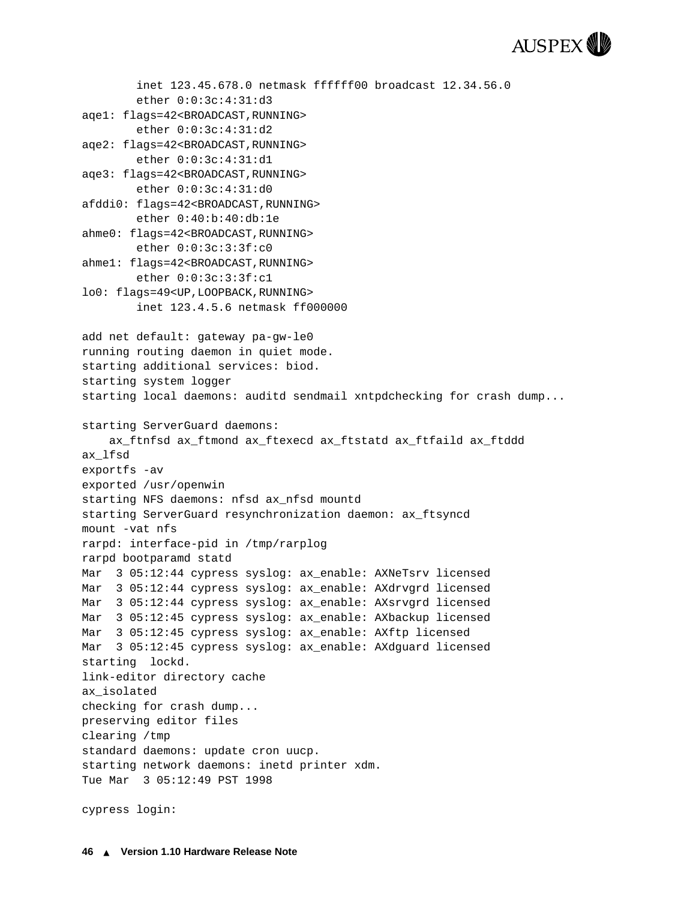```
        inet 123.45.678.0 netmask ffffff00 broadcast 12.34.56.0
        ether 0:0:3c:4:31:d3
aqe1: flags=42<BROADCAST,RUNNING>
        ether 0:0:3c:4:31:d2
aqe2: flags=42<BROADCAST,RUNNING>
        ether 0:0:3c:4:31:d1
aqe3: flags=42<BROADCAST,RUNNING>
        ether 0:0:3c:4:31:d0
afddi0: flags=42<BROADCAST,RUNNING>
        ether 0:40:b:40:db:1e
ahme0: flags=42<BROADCAST,RUNNING>
        ether 0:0:3c:3:3f:c0
ahme1: flags=42<BROADCAST,RUNNING>
        ether 0:0:3c:3:3f:c1
lo0: flags=49<UP,LOOPBACK,RUNNING>
        inet 123.4.5.6 netmask ff000000

add net default: gateway pa-gw-le0
running routing daemon in quiet mode.
starting additional services: biod.
starting system logger
starting local daemons: auditd sendmail xntpdchecking for crash dump...

starting ServerGuard daemons:
    ax_ftnfsd ax_ftmond ax_ftexecd ax_ftstatd ax_ftfaild ax_ftddd
ax_lfsd
exportfs -av
exported /usr/openwin
starting NFS daemons: nfsd ax_nfsd mountd
starting ServerGuard resynchronization daemon: ax_ftsyncd
mount -vat nfs
rarpd: interface-pid in /tmp/rarplog
rarpd bootparamd statd
Mar  3 05:12:44 cypress syslog: ax_enable: AXNeTsrv licensed
Mar  3 05:12:44 cypress syslog: ax_enable: AXdrvgrd licensed
Mar  3 05:12:44 cypress syslog: ax_enable: AXsrvgrd licensed
Mar  3 05:12:45 cypress syslog: ax_enable: AXbackup licensed
Mar  3 05:12:45 cypress syslog: ax_enable: AXftp licensed
Mar  3 05:12:45 cypress syslog: ax_enable: AXdguard licensed
starting  lockd.
link-editor directory cache
ax_isolated
checking for crash dump...
preserving editor files
clearing /tmp
standard daemons: update cron uucp.
starting network daemons: inetd printer xdm.
Tue Mar  3 05:12:49 PST 1998

cypress login:
```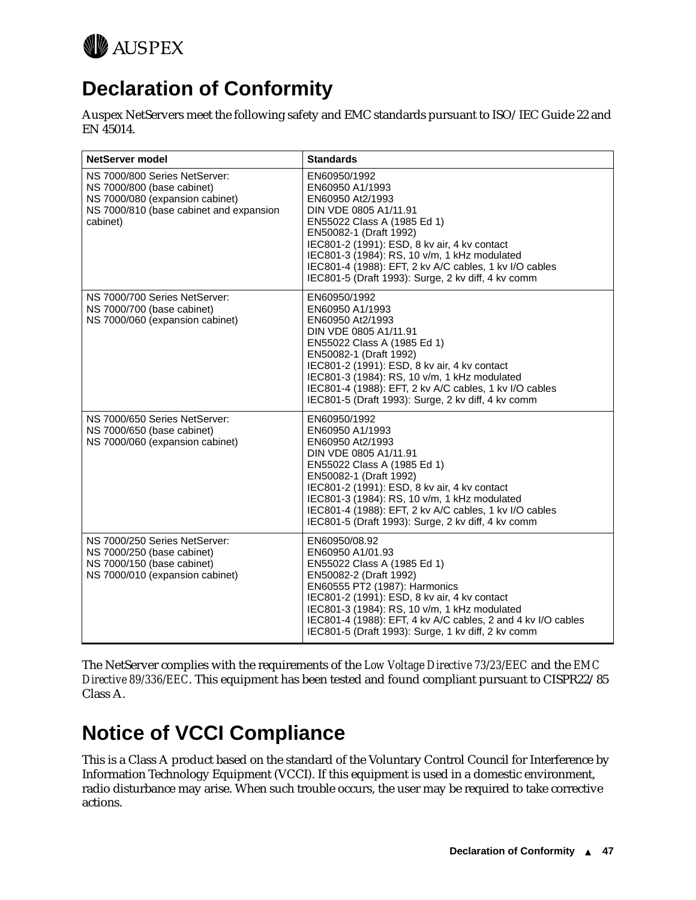# Declaration of Conformity

Auspex NetServers meet the following safety and EMC standards pursuant to ISO/IEC Guide 22 and EN 45014.

| NetServer model | Standards |
|---|---|
| NS 7000/800 Series NetServer:<br>NS 7000/800 (base cabinet)<br>NS 7000/080 (expansion cabinet)<br>NS 7000/810 (base cabinet and expansion cabinet) | EN60950/1992<br>EN60950 A1/1993<br>EN60950 At2/1993<br>DIN VDE 0805 A1/11.91<br>EN55022 Class A (1985 Ed 1)<br>EN50082-1 (Draft 1992)<br>IEC801-2 (1991): ESD, 8 kv air, 4 kv contact<br>IEC801-3 (1984): RS, 10 v/m, 1 kHz modulated<br>IEC801-4 (1988): EFT, 2 kv A/C cables, 1 kv I/O cables<br>IEC801-5 (Draft 1993): Surge, 2 kv diff, 4 kv comm |
| NS 7000/700 Series NetServer:<br>NS 7000/700 (base cabinet)<br>NS 7000/060 (expansion cabinet) | EN60950/1992<br>EN60950 A1/1993<br>EN60950 At2/1993<br>DIN VDE 0805 A1/11.91<br>EN55022 Class A (1985 Ed 1)<br>EN50082-1 (Draft 1992)<br>IEC801-2 (1991): ESD, 8 kv air, 4 kv contact<br>IEC801-3 (1984): RS, 10 v/m, 1 kHz modulated<br>IEC801-4 (1988): EFT, 2 kv A/C cables, 1 kv I/O cables<br>IEC801-5 (Draft 1993): Surge, 2 kv diff, 4 kv comm |
| NS 7000/650 Series NetServer:<br>NS 7000/650 (base cabinet)<br>NS 7000/060 (expansion cabinet) | EN60950/1992<br>EN60950 A1/1993<br>EN60950 At2/1993<br>DIN VDE 0805 A1/11.91<br>EN55022 Class A (1985 Ed 1)<br>EN50082-1 (Draft 1992)<br>IEC801-2 (1991): ESD, 8 kv air, 4 kv contact<br>IEC801-3 (1984): RS, 10 v/m, 1 kHz modulated<br>IEC801-4 (1988): EFT, 2 kv A/C cables, 1 kv I/O cables<br>IEC801-5 (Draft 1993): Surge, 2 kv diff, 4 kv comm |
| NS 7000/250 Series NetServer:<br>NS 7000/250 (base cabinet)<br>NS 7000/150 (base cabinet)<br>NS 7000/010 (expansion cabinet) | EN60950/08.92<br>EN60950 A1/01.93<br>EN55022 Class A (1985 Ed 1)<br>EN50082-2 (Draft 1992)<br>EN60555 PT2 (1987): Harmonics<br>IEC801-2 (1991): ESD, 8 kv air, 4 kv contact<br>IEC801-3 (1984): RS, 10 v/m, 1 kHz modulated<br>IEC801-4 (1988): EFT, 4 kv A/C cables, 2 and 4 kv I/O cables<br>IEC801-5 (Draft 1993): Surge, 1 kv diff, 2 kv comm |

The NetServer complies with the requirements of the *Low Voltage Directive 73/23/EEC* and the *EMC Directive 89/336/EEC*. This equipment has been tested and found compliant pursuant to CISPR22/85 Class A.

# Notice of VCCI Compliance

This is a Class A product based on the standard of the Voluntary Control Council for Interference by Information Technology Equipment (VCCI). If this equipment is used in a domestic environment, radio disturbance may arise. When such trouble occurs, the user may be required to take corrective actions.